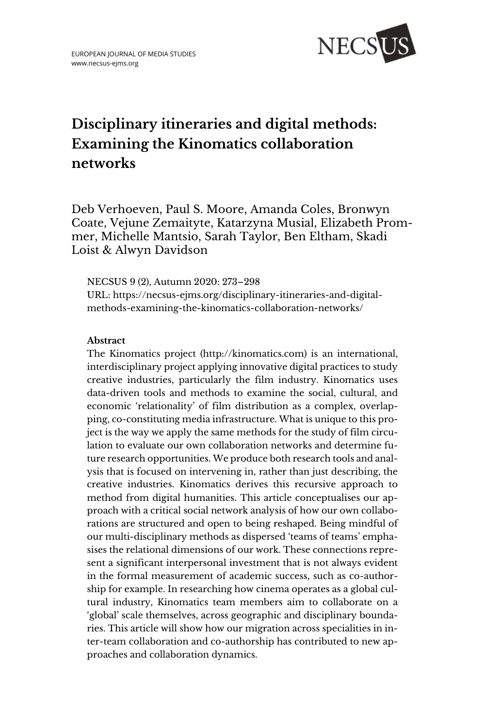EUROPEAN JOURNAL OF MEDIA STUDIES
www.necsus-ejms.org

# Disciplinary itineraries and digital methods: Examining the Kinomatics collaboration networks

Deb Verhoeven, Paul S. Moore, Amanda Coles, Bronwyn Coate, Vejune Zemaityte, Katarzyna Musial, Elizabeth Prommer, Michelle Mantsio, Sarah Taylor, Ben Eltham, Skadi Loist & Alwyn Davidson

NECSUS 9 (2), Autumn 2020: 273–298
URL: https://necsus-ejms.org/disciplinary-itineraries-and-digital-methods-examining-the-kinomatics-collaboration-networks/

**Abstract**

The Kinomatics project (http://kinomatics.com) is an international, interdisciplinary project applying innovative digital practices to study creative industries, particularly the film industry. Kinomatics uses data-driven tools and methods to examine the social, cultural, and economic 'relationality' of film distribution as a complex, overlapping, co-constituting media infrastructure. What is unique to this project is the way we apply the same methods for the study of film circulation to evaluate our own collaboration networks and determine future research opportunities. We produce both research tools and analysis that is focused on intervening in, rather than just describing, the creative industries. Kinomatics derives this recursive approach to method from digital humanities. This article conceptualises our approach with a critical social network analysis of how our own collaborations are structured and open to being reshaped. Being mindful of our multi-disciplinary methods as dispersed 'teams of teams' emphasises the relational dimensions of our work. These connections represent a significant interpersonal investment that is not always evident in the formal measurement of academic success, such as co-authorship for example. In researching how cinema operates as a global cultural industry, Kinomatics team members aim to collaborate on a 'global' scale themselves, across geographic and disciplinary boundaries. This article will show how our migration across specialities in inter-team collaboration and co-authorship has contributed to new approaches and collaboration dynamics.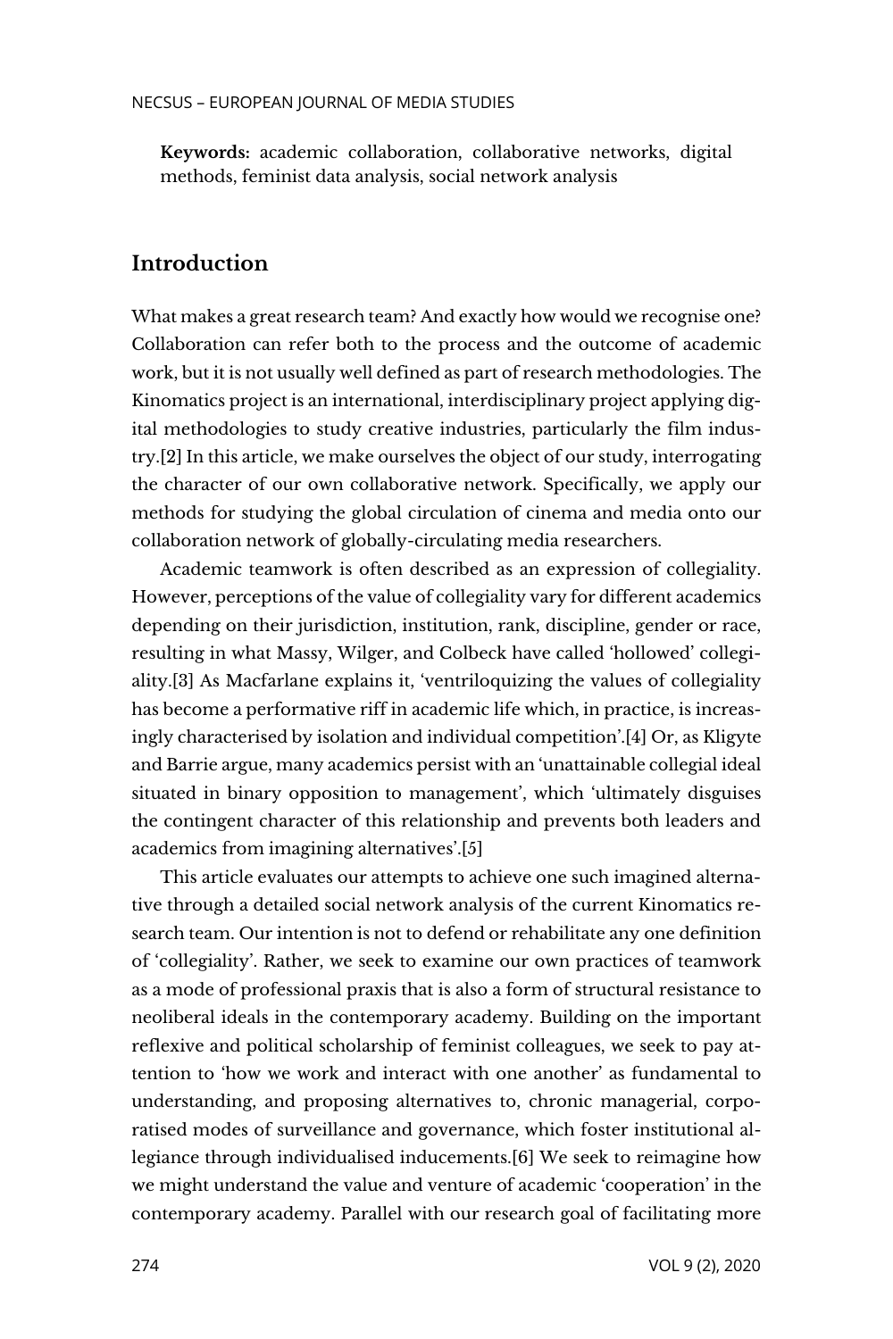**Keywords:** academic collaboration, collaborative networks, digital methods, feminist data analysis, social network analysis

## Introduction

What makes a great research team? And exactly how would we recognise one? Collaboration can refer both to the process and the outcome of academic work, but it is not usually well defined as part of research methodologies. The Kinomatics project is an international, interdisciplinary project applying digital methodologies to study creative industries, particularly the film industry.[2] In this article, we make ourselves the object of our study, interrogating the character of our own collaborative network. Specifically, we apply our methods for studying the global circulation of cinema and media onto our collaboration network of globally-circulating media researchers.

Academic teamwork is often described as an expression of collegiality. However, perceptions of the value of collegiality vary for different academics depending on their jurisdiction, institution, rank, discipline, gender or race, resulting in what Massy, Wilger, and Colbeck have called 'hollowed' collegiality.[3] As Macfarlane explains it, 'ventriloquizing the values of collegiality has become a performative riff in academic life which, in practice, is increasingly characterised by isolation and individual competition'.[4] Or, as Kligyte and Barrie argue, many academics persist with an 'unattainable collegial ideal situated in binary opposition to management', which 'ultimately disguises the contingent character of this relationship and prevents both leaders and academics from imagining alternatives'.[5]

This article evaluates our attempts to achieve one such imagined alternative through a detailed social network analysis of the current Kinomatics research team. Our intention is not to defend or rehabilitate any one definition of 'collegiality'. Rather, we seek to examine our own practices of teamwork as a mode of professional praxis that is also a form of structural resistance to neoliberal ideals in the contemporary academy. Building on the important reflexive and political scholarship of feminist colleagues, we seek to pay attention to 'how we work and interact with one another' as fundamental to understanding, and proposing alternatives to, chronic managerial, corporatised modes of surveillance and governance, which foster institutional allegiance through individualised inducements.[6] We seek to reimagine how we might understand the value and venture of academic 'cooperation' in the contemporary academy. Parallel with our research goal of facilitating more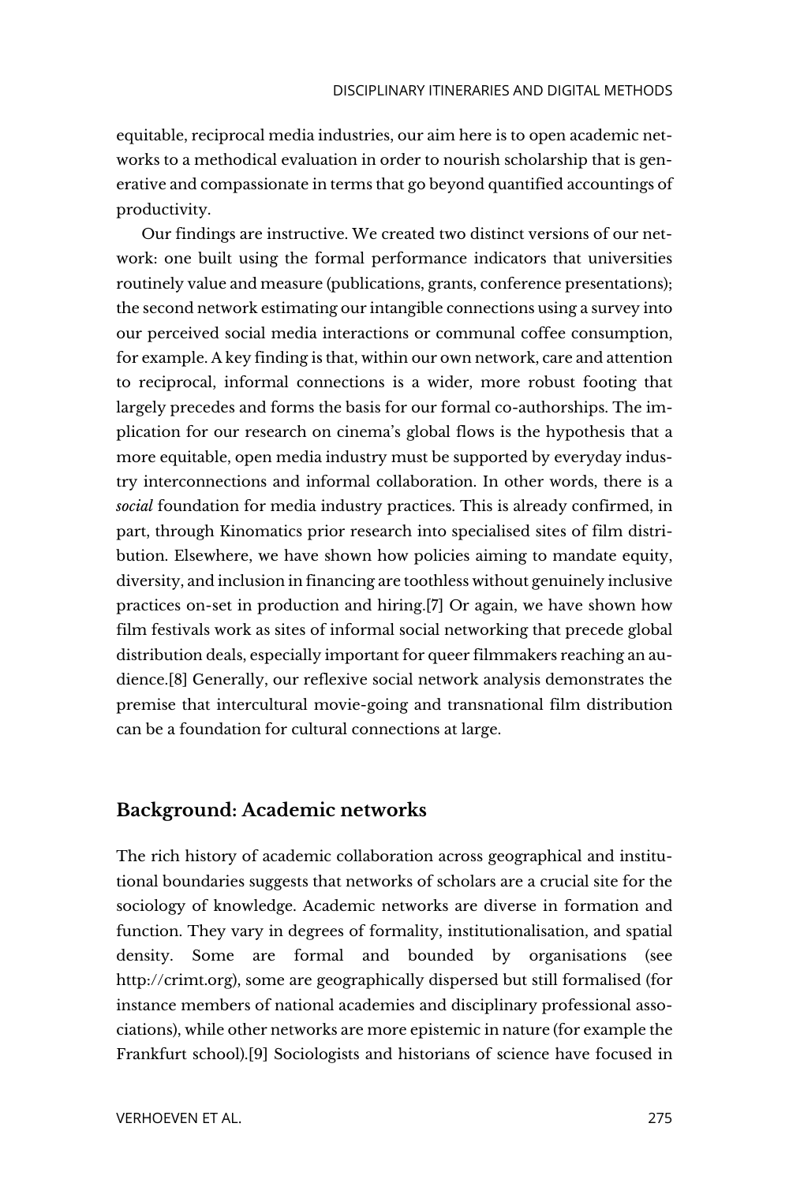equitable, reciprocal media industries, our aim here is to open academic networks to a methodical evaluation in order to nourish scholarship that is generative and compassionate in terms that go beyond quantified accountings of productivity.

Our findings are instructive. We created two distinct versions of our network: one built using the formal performance indicators that universities routinely value and measure (publications, grants, conference presentations); the second network estimating our intangible connections using a survey into our perceived social media interactions or communal coffee consumption, for example. A key finding is that, within our own network, care and attention to reciprocal, informal connections is a wider, more robust footing that largely precedes and forms the basis for our formal co-authorships. The implication for our research on cinema's global flows is the hypothesis that a more equitable, open media industry must be supported by everyday industry interconnections and informal collaboration. In other words, there is a *social* foundation for media industry practices. This is already confirmed, in part, through Kinomatics prior research into specialised sites of film distribution. Elsewhere, we have shown how policies aiming to mandate equity, diversity, and inclusion in financing are toothless without genuinely inclusive practices on-set in production and hiring.[7] Or again, we have shown how film festivals work as sites of informal social networking that precede global distribution deals, especially important for queer filmmakers reaching an audience.[8] Generally, our reflexive social network analysis demonstrates the premise that intercultural movie-going and transnational film distribution can be a foundation for cultural connections at large.

## Background: Academic networks

The rich history of academic collaboration across geographical and institutional boundaries suggests that networks of scholars are a crucial site for the sociology of knowledge. Academic networks are diverse in formation and function. They vary in degrees of formality, institutionalisation, and spatial density. Some are formal and bounded by organisations (see http://crimt.org), some are geographically dispersed but still formalised (for instance members of national academies and disciplinary professional associations), while other networks are more epistemic in nature (for example the Frankfurt school).[9] Sociologists and historians of science have focused in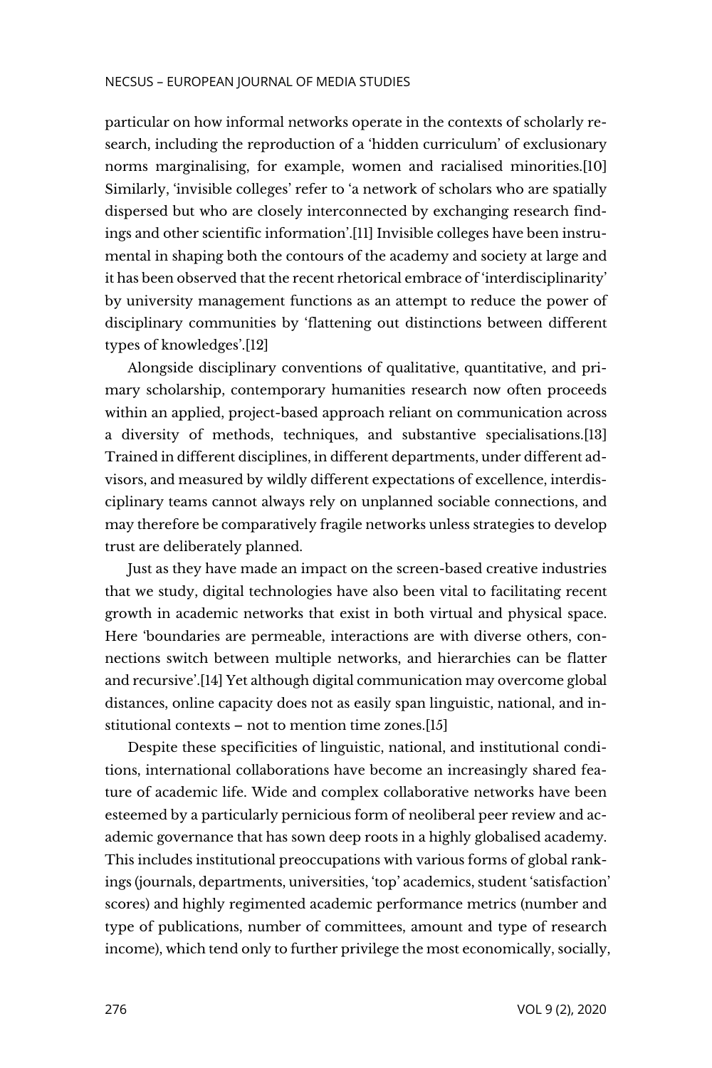particular on how informal networks operate in the contexts of scholarly research, including the reproduction of a 'hidden curriculum' of exclusionary norms marginalising, for example, women and racialised minorities.[10] Similarly, 'invisible colleges' refer to 'a network of scholars who are spatially dispersed but who are closely interconnected by exchanging research findings and other scientific information'.[11] Invisible colleges have been instrumental in shaping both the contours of the academy and society at large and it has been observed that the recent rhetorical embrace of 'interdisciplinarity' by university management functions as an attempt to reduce the power of disciplinary communities by 'flattening out distinctions between different types of knowledges'.[12]

Alongside disciplinary conventions of qualitative, quantitative, and primary scholarship, contemporary humanities research now often proceeds within an applied, project-based approach reliant on communication across a diversity of methods, techniques, and substantive specialisations.[13] Trained in different disciplines, in different departments, under different advisors, and measured by wildly different expectations of excellence, interdisciplinary teams cannot always rely on unplanned sociable connections, and may therefore be comparatively fragile networks unless strategies to develop trust are deliberately planned.

Just as they have made an impact on the screen-based creative industries that we study, digital technologies have also been vital to facilitating recent growth in academic networks that exist in both virtual and physical space. Here 'boundaries are permeable, interactions are with diverse others, connections switch between multiple networks, and hierarchies can be flatter and recursive'.[14] Yet although digital communication may overcome global distances, online capacity does not as easily span linguistic, national, and institutional contexts – not to mention time zones.[15]

Despite these specificities of linguistic, national, and institutional conditions, international collaborations have become an increasingly shared feature of academic life. Wide and complex collaborative networks have been esteemed by a particularly pernicious form of neoliberal peer review and academic governance that has sown deep roots in a highly globalised academy. This includes institutional preoccupations with various forms of global rankings (journals, departments, universities, 'top' academics, student 'satisfaction' scores) and highly regimented academic performance metrics (number and type of publications, number of committees, amount and type of research income), which tend only to further privilege the most economically, socially,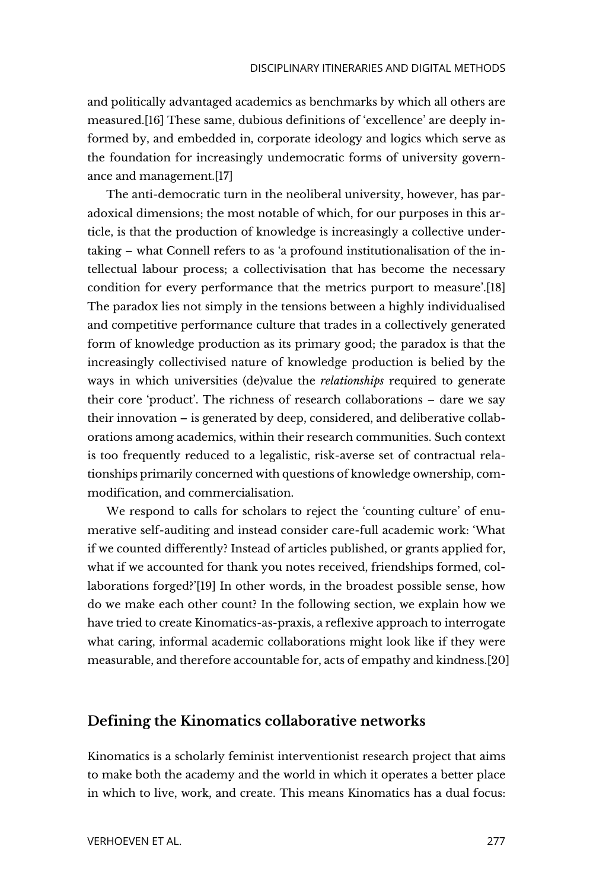and politically advantaged academics as benchmarks by which all others are measured.[16] These same, dubious definitions of 'excellence' are deeply informed by, and embedded in, corporate ideology and logics which serve as the foundation for increasingly undemocratic forms of university governance and management.[17]

The anti-democratic turn in the neoliberal university, however, has paradoxical dimensions; the most notable of which, for our purposes in this article, is that the production of knowledge is increasingly a collective undertaking – what Connell refers to as 'a profound institutionalisation of the intellectual labour process; a collectivisation that has become the necessary condition for every performance that the metrics purport to measure'.[18] The paradox lies not simply in the tensions between a highly individualised and competitive performance culture that trades in a collectively generated form of knowledge production as its primary good; the paradox is that the increasingly collectivised nature of knowledge production is belied by the ways in which universities (de)value the *relationships* required to generate their core 'product'. The richness of research collaborations – dare we say their innovation – is generated by deep, considered, and deliberative collaborations among academics, within their research communities. Such context is too frequently reduced to a legalistic, risk-averse set of contractual relationships primarily concerned with questions of knowledge ownership, commodification, and commercialisation.

We respond to calls for scholars to reject the 'counting culture' of enumerative self-auditing and instead consider care-full academic work: 'What if we counted differently? Instead of articles published, or grants applied for, what if we accounted for thank you notes received, friendships formed, collaborations forged?'[19] In other words, in the broadest possible sense, how do we make each other count? In the following section, we explain how we have tried to create Kinomatics-as-praxis, a reflexive approach to interrogate what caring, informal academic collaborations might look like if they were measurable, and therefore accountable for, acts of empathy and kindness.[20]

## Defining the Kinomatics collaborative networks

Kinomatics is a scholarly feminist interventionist research project that aims to make both the academy and the world in which it operates a better place in which to live, work, and create. This means Kinomatics has a dual focus: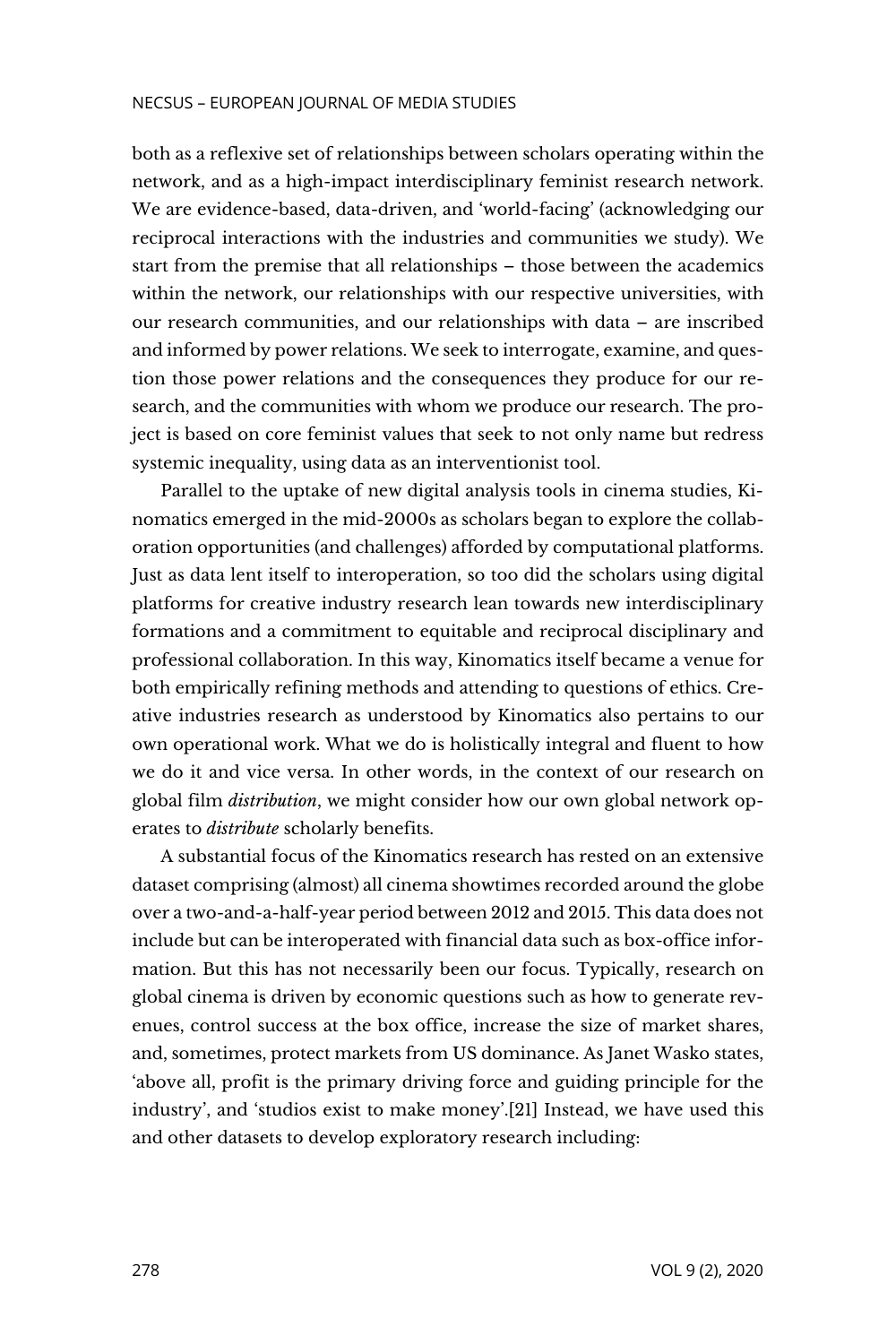both as a reflexive set of relationships between scholars operating within the network, and as a high-impact interdisciplinary feminist research network. We are evidence-based, data-driven, and 'world-facing' (acknowledging our reciprocal interactions with the industries and communities we study). We start from the premise that all relationships – those between the academics within the network, our relationships with our respective universities, with our research communities, and our relationships with data – are inscribed and informed by power relations. We seek to interrogate, examine, and question those power relations and the consequences they produce for our research, and the communities with whom we produce our research. The project is based on core feminist values that seek to not only name but redress systemic inequality, using data as an interventionist tool.

Parallel to the uptake of new digital analysis tools in cinema studies, Kinomatics emerged in the mid-2000s as scholars began to explore the collaboration opportunities (and challenges) afforded by computational platforms. Just as data lent itself to interoperation, so too did the scholars using digital platforms for creative industry research lean towards new interdisciplinary formations and a commitment to equitable and reciprocal disciplinary and professional collaboration. In this way, Kinomatics itself became a venue for both empirically refining methods and attending to questions of ethics. Creative industries research as understood by Kinomatics also pertains to our own operational work. What we do is holistically integral and fluent to how we do it and vice versa. In other words, in the context of our research on global film *distribution*, we might consider how our own global network operates to *distribute* scholarly benefits.

A substantial focus of the Kinomatics research has rested on an extensive dataset comprising (almost) all cinema showtimes recorded around the globe over a two-and-a-half-year period between 2012 and 2015. This data does not include but can be interoperated with financial data such as box-office information. But this has not necessarily been our focus. Typically, research on global cinema is driven by economic questions such as how to generate revenues, control success at the box office, increase the size of market shares, and, sometimes, protect markets from US dominance. As Janet Wasko states, 'above all, profit is the primary driving force and guiding principle for the industry', and 'studios exist to make money'.[21] Instead, we have used this and other datasets to develop exploratory research including: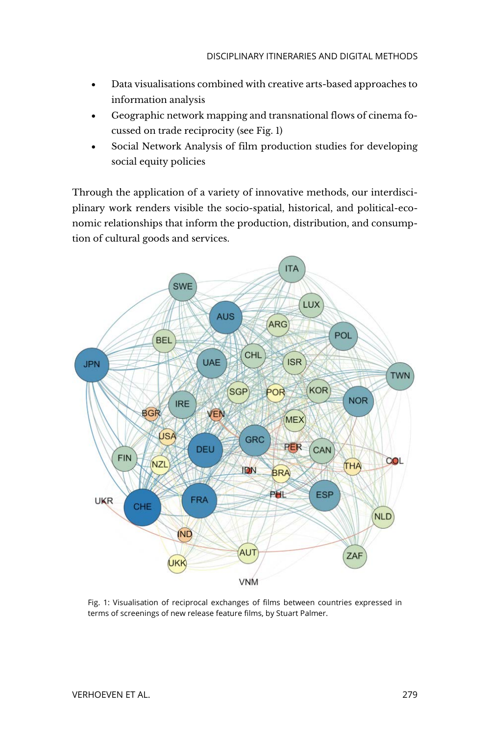- Data visualisations combined with creative arts-based approaches to information analysis
- Geographic network mapping and transnational flows of cinema focussed on trade reciprocity (see Fig. 1)
- Social Network Analysis of film production studies for developing social equity policies

Through the application of a variety of innovative methods, our interdisciplinary work renders visible the socio-spatial, historical, and political-economic relationships that inform the production, distribution, and consumption of cultural goods and services.

Fig. 1: Visualisation of reciprocal exchanges of films between countries expressed in terms of screenings of new release feature films, by Stuart Palmer.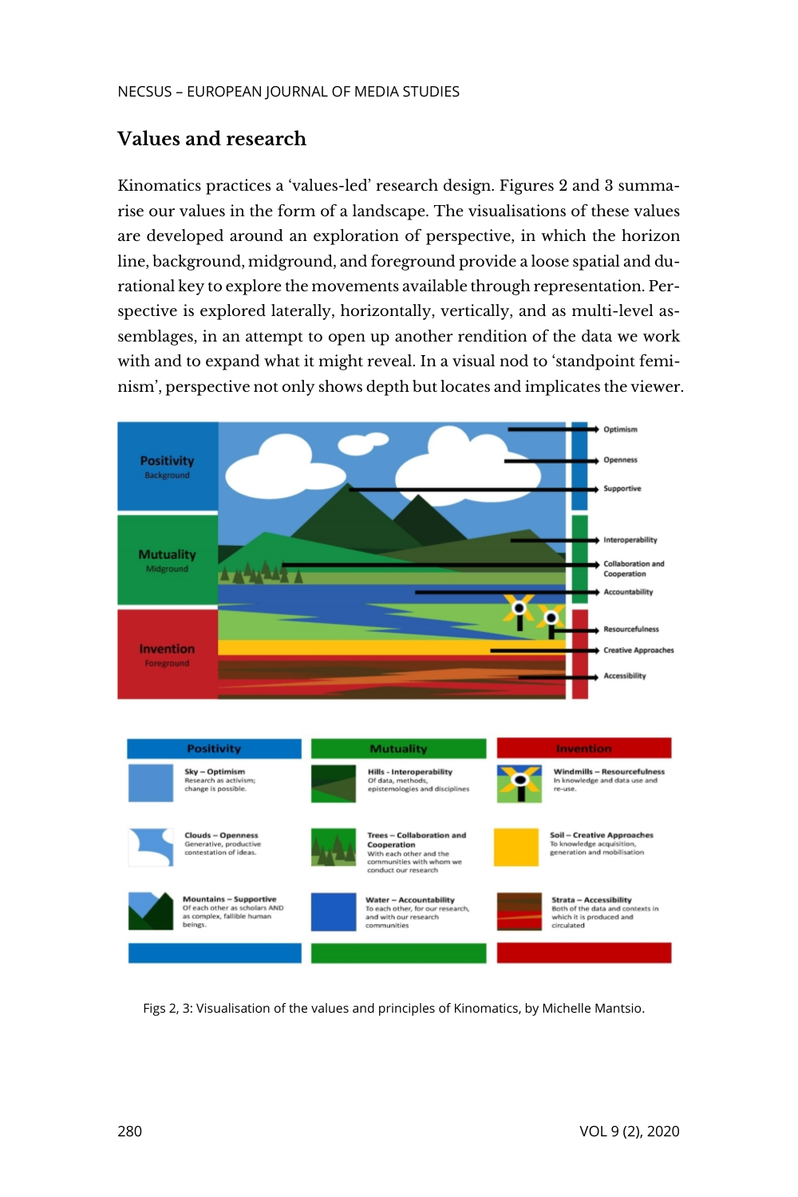## Values and research

Kinomatics practices a 'values-led' research design. Figures 2 and 3 summarise our values in the form of a landscape. The visualisations of these values are developed around an exploration of perspective, in which the horizon line, background, midground, and foreground provide a loose spatial and durational key to explore the movements available through representation. Perspective is explored laterally, horizontally, vertically, and as multi-level assemblages, in an attempt to open up another rendition of the data we work with and to expand what it might reveal. In a visual nod to 'standpoint feminism', perspective not only shows depth but locates and implicates the viewer.

Figs 2, 3: Visualisation of the values and principles of Kinomatics, by Michelle Mantsio.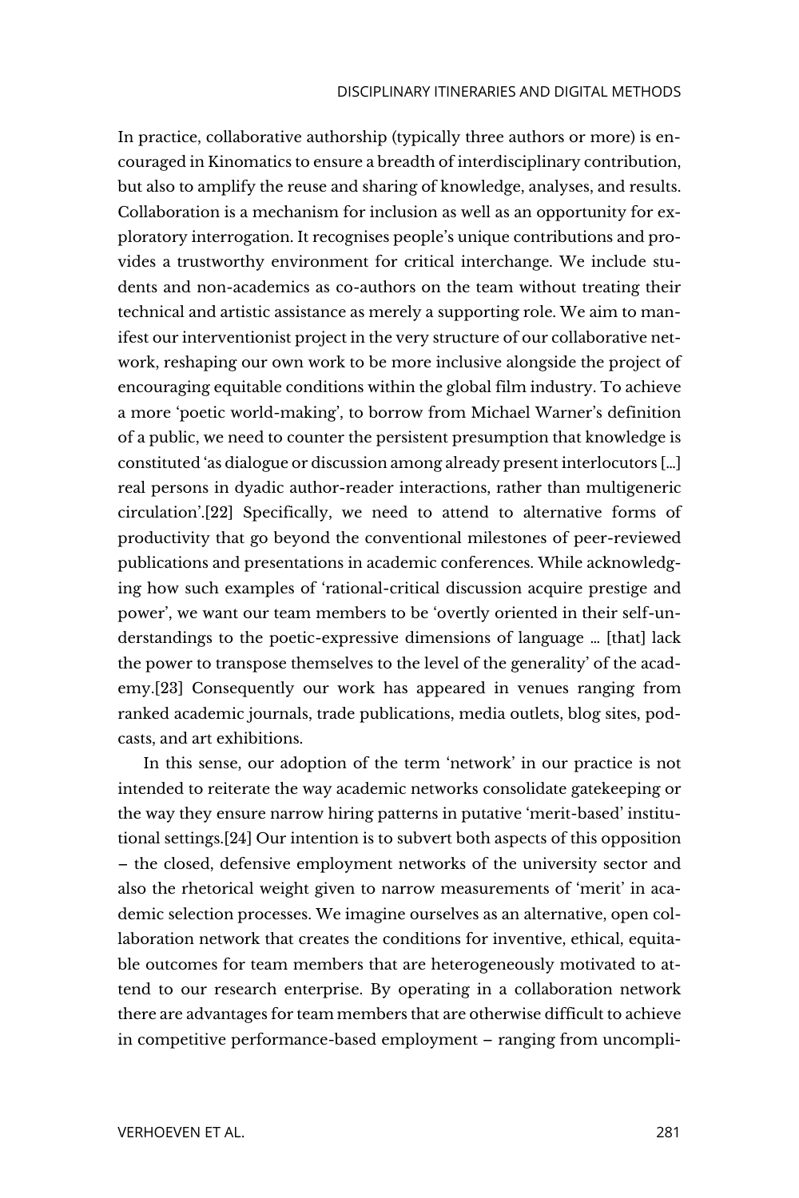In practice, collaborative authorship (typically three authors or more) is encouraged in Kinomatics to ensure a breadth of interdisciplinary contribution, but also to amplify the reuse and sharing of knowledge, analyses, and results. Collaboration is a mechanism for inclusion as well as an opportunity for exploratory interrogation. It recognises people's unique contributions and provides a trustworthy environment for critical interchange. We include students and non-academics as co-authors on the team without treating their technical and artistic assistance as merely a supporting role. We aim to manifest our interventionist project in the very structure of our collaborative network, reshaping our own work to be more inclusive alongside the project of encouraging equitable conditions within the global film industry. To achieve a more 'poetic world-making', to borrow from Michael Warner's definition of a public, we need to counter the persistent presumption that knowledge is constituted 'as dialogue or discussion among already present interlocutors [...] real persons in dyadic author-reader interactions, rather than multigeneric circulation'.[22] Specifically, we need to attend to alternative forms of productivity that go beyond the conventional milestones of peer-reviewed publications and presentations in academic conferences. While acknowledging how such examples of 'rational-critical discussion acquire prestige and power', we want our team members to be 'overtly oriented in their self-understandings to the poetic-expressive dimensions of language … [that] lack the power to transpose themselves to the level of the generality' of the academy.[23] Consequently our work has appeared in venues ranging from ranked academic journals, trade publications, media outlets, blog sites, podcasts, and art exhibitions.

In this sense, our adoption of the term 'network' in our practice is not intended to reiterate the way academic networks consolidate gatekeeping or the way they ensure narrow hiring patterns in putative 'merit-based' institutional settings.[24] Our intention is to subvert both aspects of this opposition – the closed, defensive employment networks of the university sector and also the rhetorical weight given to narrow measurements of 'merit' in academic selection processes. We imagine ourselves as an alternative, open collaboration network that creates the conditions for inventive, ethical, equitable outcomes for team members that are heterogeneously motivated to attend to our research enterprise. By operating in a collaboration network there are advantages for team members that are otherwise difficult to achieve in competitive performance-based employment – ranging from uncompli-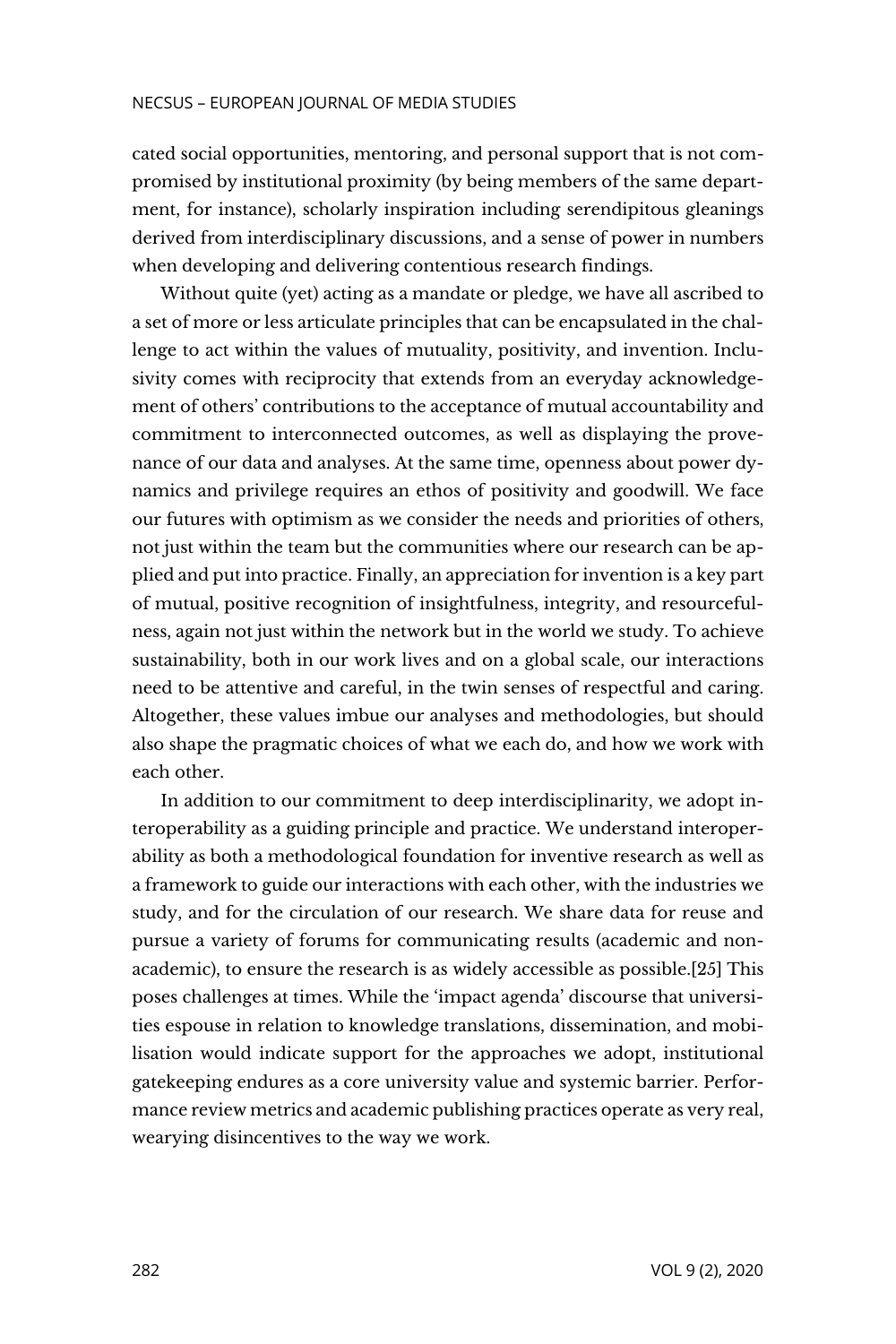cated social opportunities, mentoring, and personal support that is not compromised by institutional proximity (by being members of the same department, for instance), scholarly inspiration including serendipitous gleanings derived from interdisciplinary discussions, and a sense of power in numbers when developing and delivering contentious research findings.

Without quite (yet) acting as a mandate or pledge, we have all ascribed to a set of more or less articulate principles that can be encapsulated in the challenge to act within the values of mutuality, positivity, and invention. Inclusivity comes with reciprocity that extends from an everyday acknowledgement of others' contributions to the acceptance of mutual accountability and commitment to interconnected outcomes, as well as displaying the provenance of our data and analyses. At the same time, openness about power dynamics and privilege requires an ethos of positivity and goodwill. We face our futures with optimism as we consider the needs and priorities of others, not just within the team but the communities where our research can be applied and put into practice. Finally, an appreciation for invention is a key part of mutual, positive recognition of insightfulness, integrity, and resourcefulness, again not just within the network but in the world we study. To achieve sustainability, both in our work lives and on a global scale, our interactions need to be attentive and careful, in the twin senses of respectful and caring. Altogether, these values imbue our analyses and methodologies, but should also shape the pragmatic choices of what we each do, and how we work with each other.

In addition to our commitment to deep interdisciplinarity, we adopt interoperability as a guiding principle and practice. We understand interoperability as both a methodological foundation for inventive research as well as a framework to guide our interactions with each other, with the industries we study, and for the circulation of our research. We share data for reuse and pursue a variety of forums for communicating results (academic and non-academic), to ensure the research is as widely accessible as possible.[25] This poses challenges at times. While the 'impact agenda' discourse that universities espouse in relation to knowledge translations, dissemination, and mobilisation would indicate support for the approaches we adopt, institutional gatekeeping endures as a core university value and systemic barrier. Performance review metrics and academic publishing practices operate as very real, wearying disincentives to the way we work.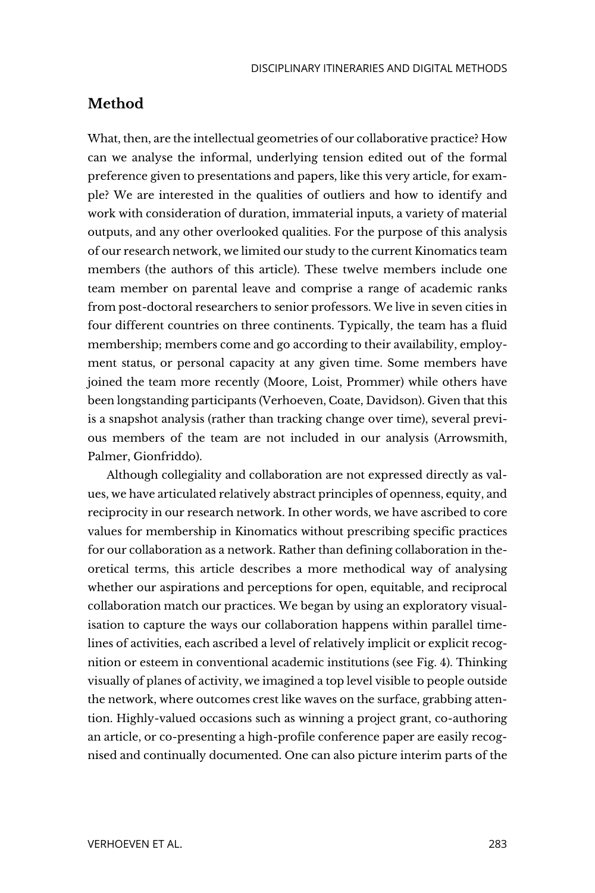## Method

What, then, are the intellectual geometries of our collaborative practice? How can we analyse the informal, underlying tension edited out of the formal preference given to presentations and papers, like this very article, for example? We are interested in the qualities of outliers and how to identify and work with consideration of duration, immaterial inputs, a variety of material outputs, and any other overlooked qualities. For the purpose of this analysis of our research network, we limited our study to the current Kinomatics team members (the authors of this article). These twelve members include one team member on parental leave and comprise a range of academic ranks from post-doctoral researchers to senior professors. We live in seven cities in four different countries on three continents. Typically, the team has a fluid membership; members come and go according to their availability, employment status, or personal capacity at any given time. Some members have joined the team more recently (Moore, Loist, Prommer) while others have been longstanding participants (Verhoeven, Coate, Davidson). Given that this is a snapshot analysis (rather than tracking change over time), several previous members of the team are not included in our analysis (Arrowsmith, Palmer, Gionfriddo).

Although collegiality and collaboration are not expressed directly as values, we have articulated relatively abstract principles of openness, equity, and reciprocity in our research network. In other words, we have ascribed to core values for membership in Kinomatics without prescribing specific practices for our collaboration as a network. Rather than defining collaboration in theoretical terms, this article describes a more methodical way of analysing whether our aspirations and perceptions for open, equitable, and reciprocal collaboration match our practices. We began by using an exploratory visualisation to capture the ways our collaboration happens within parallel timelines of activities, each ascribed a level of relatively implicit or explicit recognition or esteem in conventional academic institutions (see Fig. 4). Thinking visually of planes of activity, we imagined a top level visible to people outside the network, where outcomes crest like waves on the surface, grabbing attention. Highly-valued occasions such as winning a project grant, co-authoring an article, or co-presenting a high-profile conference paper are easily recognised and continually documented. One can also picture interim parts of the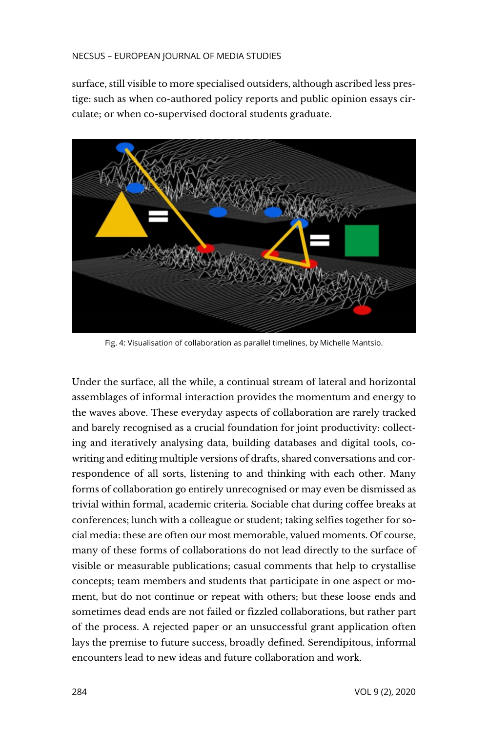surface, still visible to more specialised outsiders, although ascribed less prestige: such as when co-authored policy reports and public opinion essays circulate; or when co-supervised doctoral students graduate.

Fig. 4: Visualisation of collaboration as parallel timelines, by Michelle Mantsio.

Under the surface, all the while, a continual stream of lateral and horizontal assemblages of informal interaction provides the momentum and energy to the waves above. These everyday aspects of collaboration are rarely tracked and barely recognised as a crucial foundation for joint productivity: collecting and iteratively analysing data, building databases and digital tools, co-writing and editing multiple versions of drafts, shared conversations and correspondence of all sorts, listening to and thinking with each other. Many forms of collaboration go entirely unrecognised or may even be dismissed as trivial within formal, academic criteria. Sociable chat during coffee breaks at conferences; lunch with a colleague or student; taking selfies together for social media: these are often our most memorable, valued moments. Of course, many of these forms of collaborations do not lead directly to the surface of visible or measurable publications; casual comments that help to crystallise concepts; team members and students that participate in one aspect or moment, but do not continue or repeat with others; but these loose ends and sometimes dead ends are not failed or fizzled collaborations, but rather part of the process. A rejected paper or an unsuccessful grant application often lays the premise to future success, broadly defined. Serendipitous, informal encounters lead to new ideas and future collaboration and work.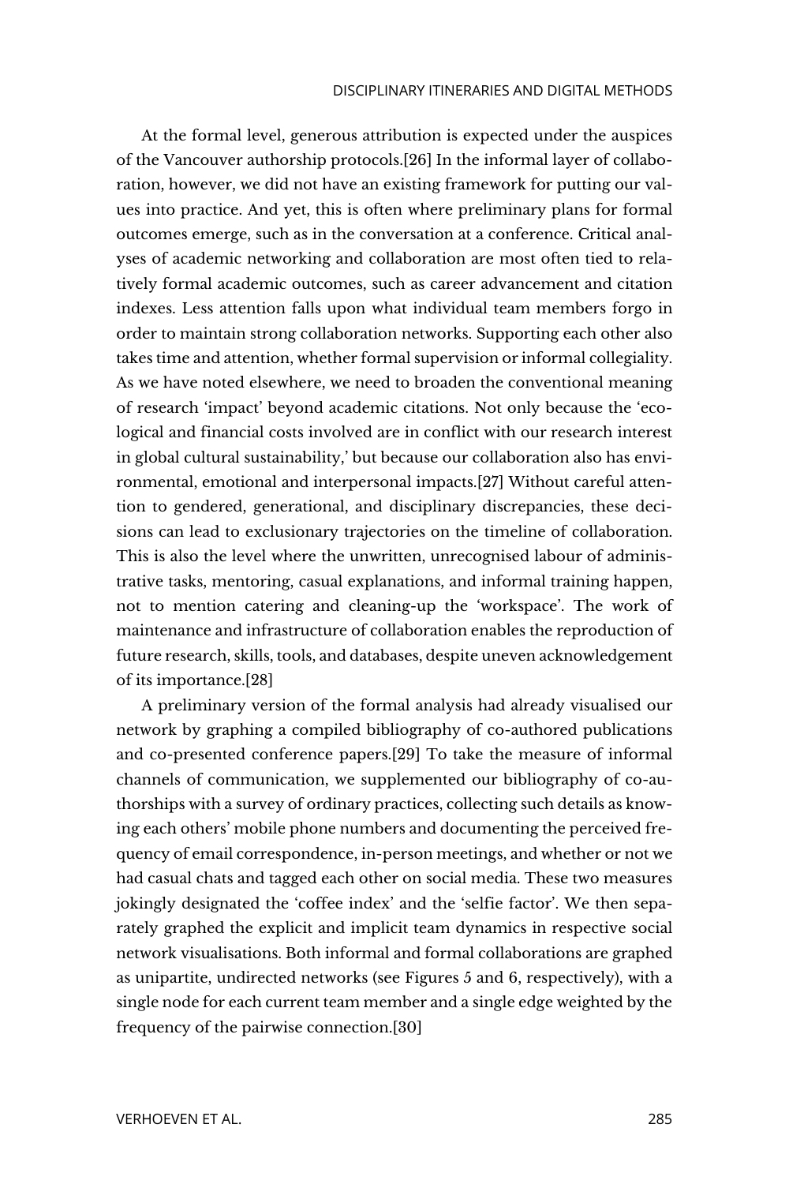At the formal level, generous attribution is expected under the auspices of the Vancouver authorship protocols.[26] In the informal layer of collaboration, however, we did not have an existing framework for putting our values into practice. And yet, this is often where preliminary plans for formal outcomes emerge, such as in the conversation at a conference. Critical analyses of academic networking and collaboration are most often tied to relatively formal academic outcomes, such as career advancement and citation indexes. Less attention falls upon what individual team members forgo in order to maintain strong collaboration networks. Supporting each other also takes time and attention, whether formal supervision or informal collegiality. As we have noted elsewhere, we need to broaden the conventional meaning of research 'impact' beyond academic citations. Not only because the 'ecological and financial costs involved are in conflict with our research interest in global cultural sustainability,' but because our collaboration also has environmental, emotional and interpersonal impacts.[27] Without careful attention to gendered, generational, and disciplinary discrepancies, these decisions can lead to exclusionary trajectories on the timeline of collaboration. This is also the level where the unwritten, unrecognised labour of administrative tasks, mentoring, casual explanations, and informal training happen, not to mention catering and cleaning-up the 'workspace'. The work of maintenance and infrastructure of collaboration enables the reproduction of future research, skills, tools, and databases, despite uneven acknowledgement of its importance.[28]

A preliminary version of the formal analysis had already visualised our network by graphing a compiled bibliography of co-authored publications and co-presented conference papers.[29] To take the measure of informal channels of communication, we supplemented our bibliography of co-authorships with a survey of ordinary practices, collecting such details as knowing each others' mobile phone numbers and documenting the perceived frequency of email correspondence, in-person meetings, and whether or not we had casual chats and tagged each other on social media. These two measures jokingly designated the 'coffee index' and the 'selfie factor'. We then separately graphed the explicit and implicit team dynamics in respective social network visualisations. Both informal and formal collaborations are graphed as unipartite, undirected networks (see Figures 5 and 6, respectively), with a single node for each current team member and a single edge weighted by the frequency of the pairwise connection.[30]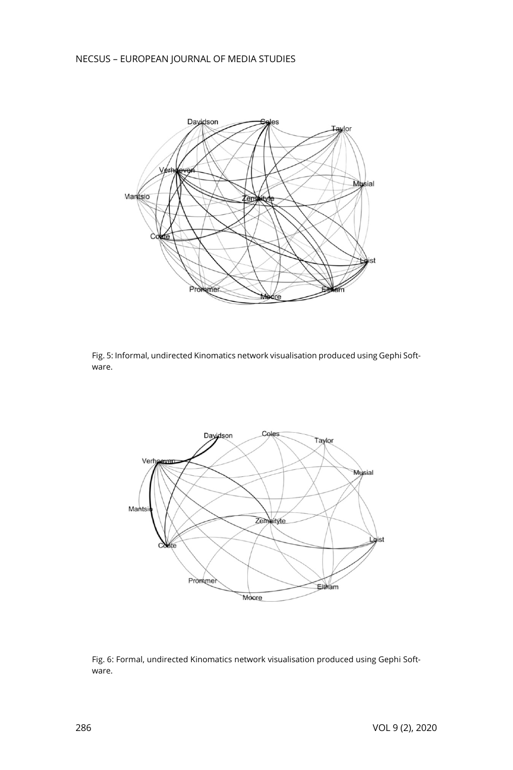Fig. 5: Informal, undirected Kinomatics network visualisation produced using Gephi Software.

Fig. 6: Formal, undirected Kinomatics network visualisation produced using Gephi Software.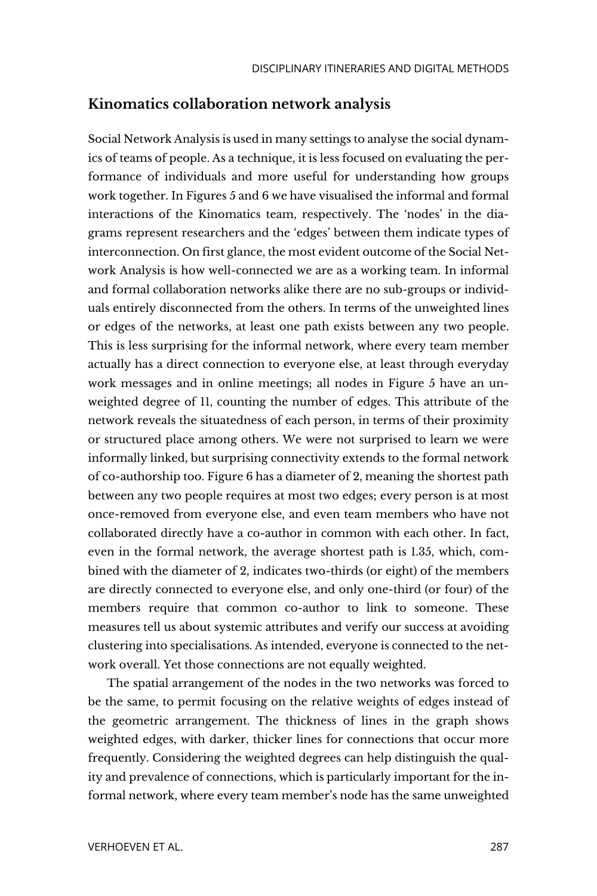## Kinomatics collaboration network analysis

Social Network Analysis is used in many settings to analyse the social dynamics of teams of people. As a technique, it is less focused on evaluating the performance of individuals and more useful for understanding how groups work together. In Figures 5 and 6 we have visualised the informal and formal interactions of the Kinomatics team, respectively. The 'nodes' in the diagrams represent researchers and the 'edges' between them indicate types of interconnection. On first glance, the most evident outcome of the Social Network Analysis is how well-connected we are as a working team. In informal and formal collaboration networks alike there are no sub-groups or individuals entirely disconnected from the others. In terms of the unweighted lines or edges of the networks, at least one path exists between any two people. This is less surprising for the informal network, where every team member actually has a direct connection to everyone else, at least through everyday work messages and in online meetings; all nodes in Figure 5 have an unweighted degree of 11, counting the number of edges. This attribute of the network reveals the situatedness of each person, in terms of their proximity or structured place among others. We were not surprised to learn we were informally linked, but surprising connectivity extends to the formal network of co-authorship too. Figure 6 has a diameter of 2, meaning the shortest path between any two people requires at most two edges; every person is at most once-removed from everyone else, and even team members who have not collaborated directly have a co-author in common with each other. In fact, even in the formal network, the average shortest path is 1.35, which, combined with the diameter of 2, indicates two-thirds (or eight) of the members are directly connected to everyone else, and only one-third (or four) of the members require that common co-author to link to someone. These measures tell us about systemic attributes and verify our success at avoiding clustering into specialisations. As intended, everyone is connected to the network overall. Yet those connections are not equally weighted.

The spatial arrangement of the nodes in the two networks was forced to be the same, to permit focusing on the relative weights of edges instead of the geometric arrangement. The thickness of lines in the graph shows weighted edges, with darker, thicker lines for connections that occur more frequently. Considering the weighted degrees can help distinguish the quality and prevalence of connections, which is particularly important for the informal network, where every team member's node has the same unweighted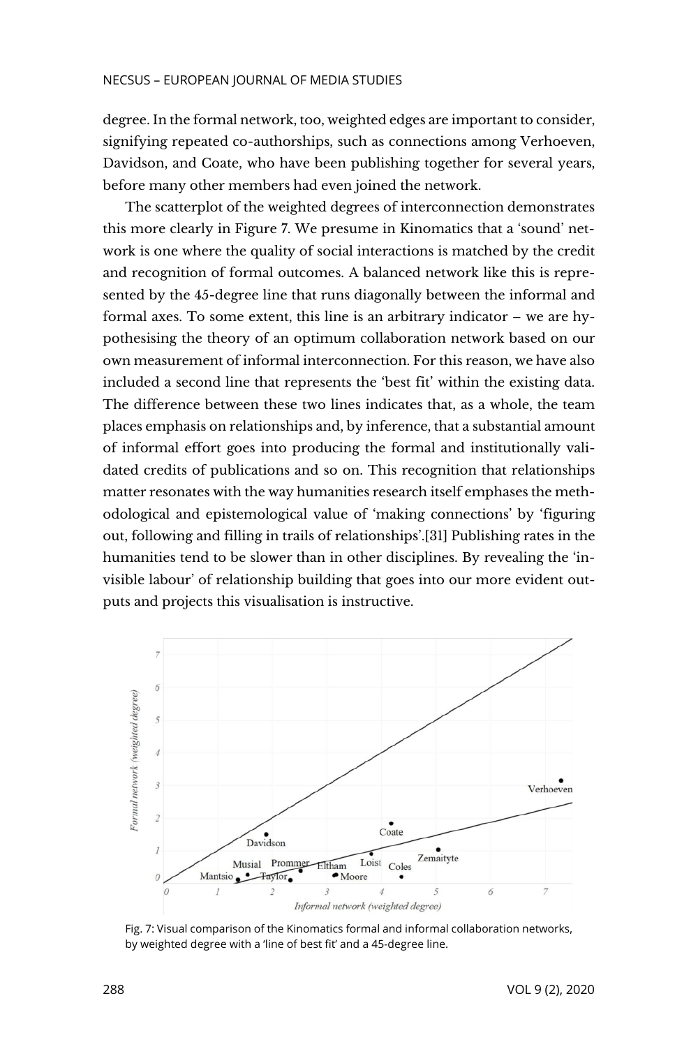degree. In the formal network, too, weighted edges are important to consider, signifying repeated co-authorships, such as connections among Verhoeven, Davidson, and Coate, who have been publishing together for several years, before many other members had even joined the network.

The scatterplot of the weighted degrees of interconnection demonstrates this more clearly in Figure 7. We presume in Kinomatics that a 'sound' network is one where the quality of social interactions is matched by the credit and recognition of formal outcomes. A balanced network like this is represented by the 45-degree line that runs diagonally between the informal and formal axes. To some extent, this line is an arbitrary indicator – we are hypothesising the theory of an optimum collaboration network based on our own measurement of informal interconnection. For this reason, we have also included a second line that represents the 'best fit' within the existing data. The difference between these two lines indicates that, as a whole, the team places emphasis on relationships and, by inference, that a substantial amount of informal effort goes into producing the formal and institutionally validated credits of publications and so on. This recognition that relationships matter resonates with the way humanities research itself emphases the methodological and epistemological value of 'making connections' by 'figuring out, following and filling in trails of relationships'.[31] Publishing rates in the humanities tend to be slower than in other disciplines. By revealing the 'invisible labour' of relationship building that goes into our more evident outputs and projects this visualisation is instructive.

Fig. 7: Visual comparison of the Kinomatics formal and informal collaboration networks, by weighted degree with a 'line of best fit' and a 45-degree line.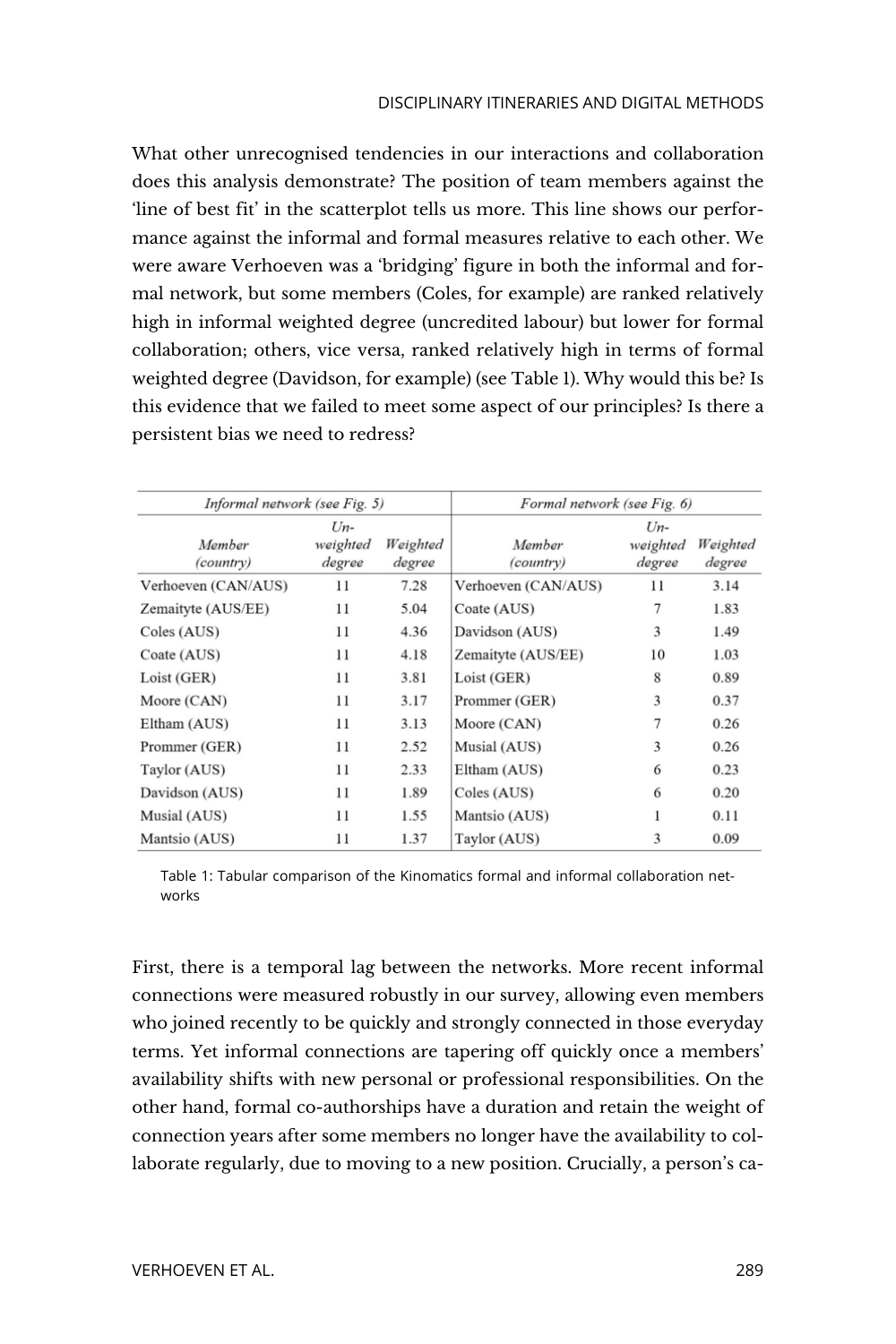What other unrecognised tendencies in our interactions and collaboration does this analysis demonstrate? The position of team members against the 'line of best fit' in the scatterplot tells us more. This line shows our performance against the informal and formal measures relative to each other. We were aware Verhoeven was a 'bridging' figure in both the informal and formal network, but some members (Coles, for example) are ranked relatively high in informal weighted degree (uncredited labour) but lower for formal collaboration; others, vice versa, ranked relatively high in terms of formal weighted degree (Davidson, for example) (see Table 1). Why would this be? Is this evidence that we failed to meet some aspect of our principles? Is there a persistent bias we need to redress?

| *Informal network (see Fig. 5)* | | | *Formal network (see Fig. 6)* | | |
|---|---|---|---|---|---|
| *Member (country)* | *Un-weighted degree* | *Weighted degree* | *Member (country)* | *Un-weighted degree* | *Weighted degree* |
| Verhoeven (CAN/AUS) | 11 | 7.28 | Verhoeven (CAN/AUS) | 11 | 3.14 |
| Zemaityte (AUS/EE) | 11 | 5.04 | Coate (AUS) | 7 | 1.83 |
| Coles (AUS) | 11 | 4.36 | Davidson (AUS) | 3 | 1.49 |
| Coate (AUS) | 11 | 4.18 | Zemaityte (AUS/EE) | 10 | 1.03 |
| Loist (GER) | 11 | 3.81 | Loist (GER) | 8 | 0.89 |
| Moore (CAN) | 11 | 3.17 | Prommer (GER) | 3 | 0.37 |
| Eltham (AUS) | 11 | 3.13 | Moore (CAN) | 7 | 0.26 |
| Prommer (GER) | 11 | 2.52 | Musial (AUS) | 3 | 0.26 |
| Taylor (AUS) | 11 | 2.33 | Eltham (AUS) | 6 | 0.23 |
| Davidson (AUS) | 11 | 1.89 | Coles (AUS) | 6 | 0.20 |
| Musial (AUS) | 11 | 1.55 | Mantsio (AUS) | 1 | 0.11 |
| Mantsio (AUS) | 11 | 1.37 | Taylor (AUS) | 3 | 0.09 |

Table 1: Tabular comparison of the Kinomatics formal and informal collaboration networks

First, there is a temporal lag between the networks. More recent informal connections were measured robustly in our survey, allowing even members who joined recently to be quickly and strongly connected in those everyday terms. Yet informal connections are tapering off quickly once a members' availability shifts with new personal or professional responsibilities. On the other hand, formal co-authorships have a duration and retain the weight of connection years after some members no longer have the availability to collaborate regularly, due to moving to a new position. Crucially, a person's ca-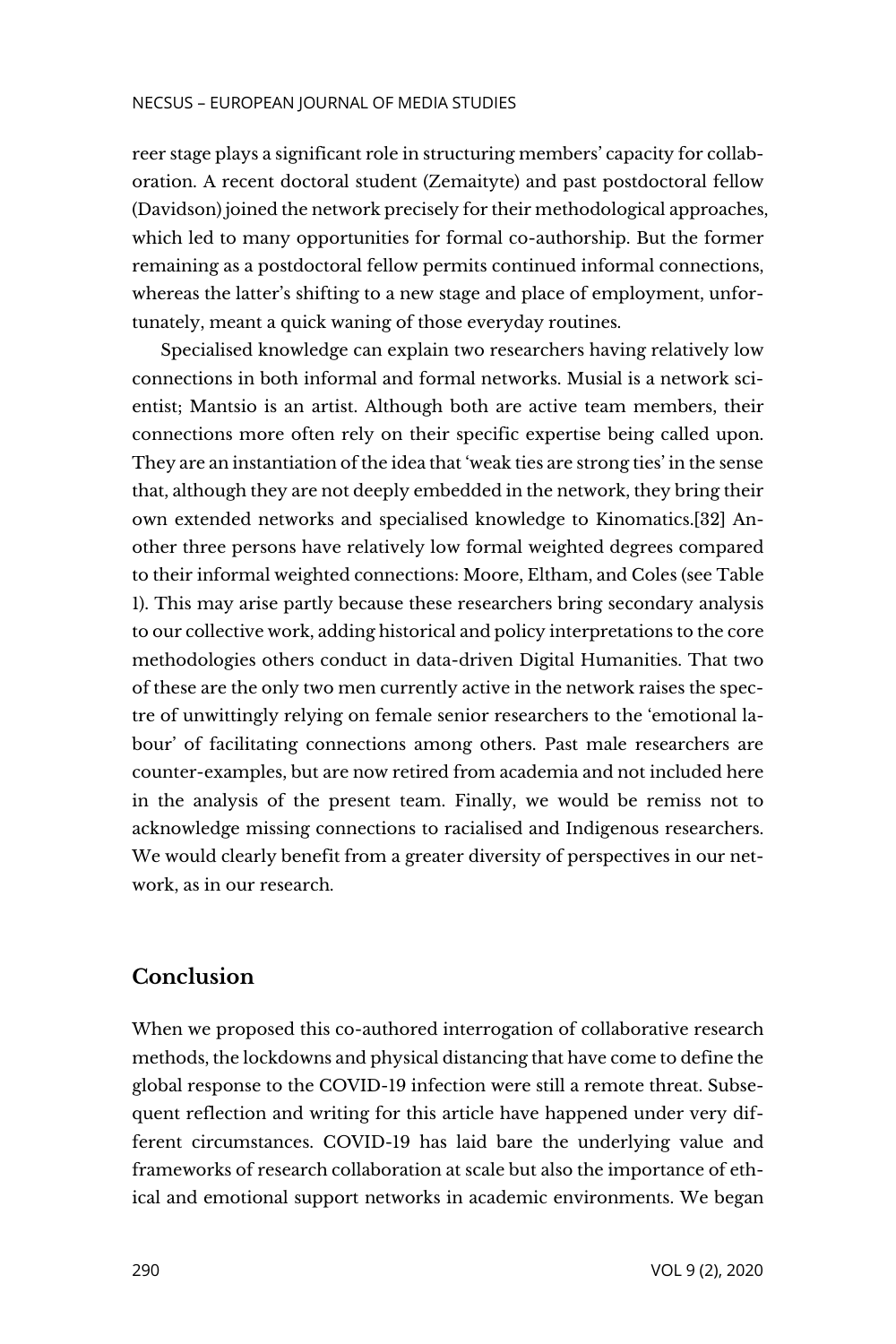reer stage plays a significant role in structuring members' capacity for collaboration. A recent doctoral student (Zemaityte) and past postdoctoral fellow (Davidson) joined the network precisely for their methodological approaches, which led to many opportunities for formal co-authorship. But the former remaining as a postdoctoral fellow permits continued informal connections, whereas the latter's shifting to a new stage and place of employment, unfortunately, meant a quick waning of those everyday routines.

Specialised knowledge can explain two researchers having relatively low connections in both informal and formal networks. Musial is a network scientist; Mantsio is an artist. Although both are active team members, their connections more often rely on their specific expertise being called upon. They are an instantiation of the idea that 'weak ties are strong ties' in the sense that, although they are not deeply embedded in the network, they bring their own extended networks and specialised knowledge to Kinomatics.[32] Another three persons have relatively low formal weighted degrees compared to their informal weighted connections: Moore, Eltham, and Coles (see Table 1). This may arise partly because these researchers bring secondary analysis to our collective work, adding historical and policy interpretations to the core methodologies others conduct in data-driven Digital Humanities. That two of these are the only two men currently active in the network raises the spectre of unwittingly relying on female senior researchers to the 'emotional labour' of facilitating connections among others. Past male researchers are counter-examples, but are now retired from academia and not included here in the analysis of the present team. Finally, we would be remiss not to acknowledge missing connections to racialised and Indigenous researchers. We would clearly benefit from a greater diversity of perspectives in our network, as in our research.

## Conclusion

When we proposed this co-authored interrogation of collaborative research methods, the lockdowns and physical distancing that have come to define the global response to the COVID-19 infection were still a remote threat. Subsequent reflection and writing for this article have happened under very different circumstances. COVID-19 has laid bare the underlying value and frameworks of research collaboration at scale but also the importance of ethical and emotional support networks in academic environments. We began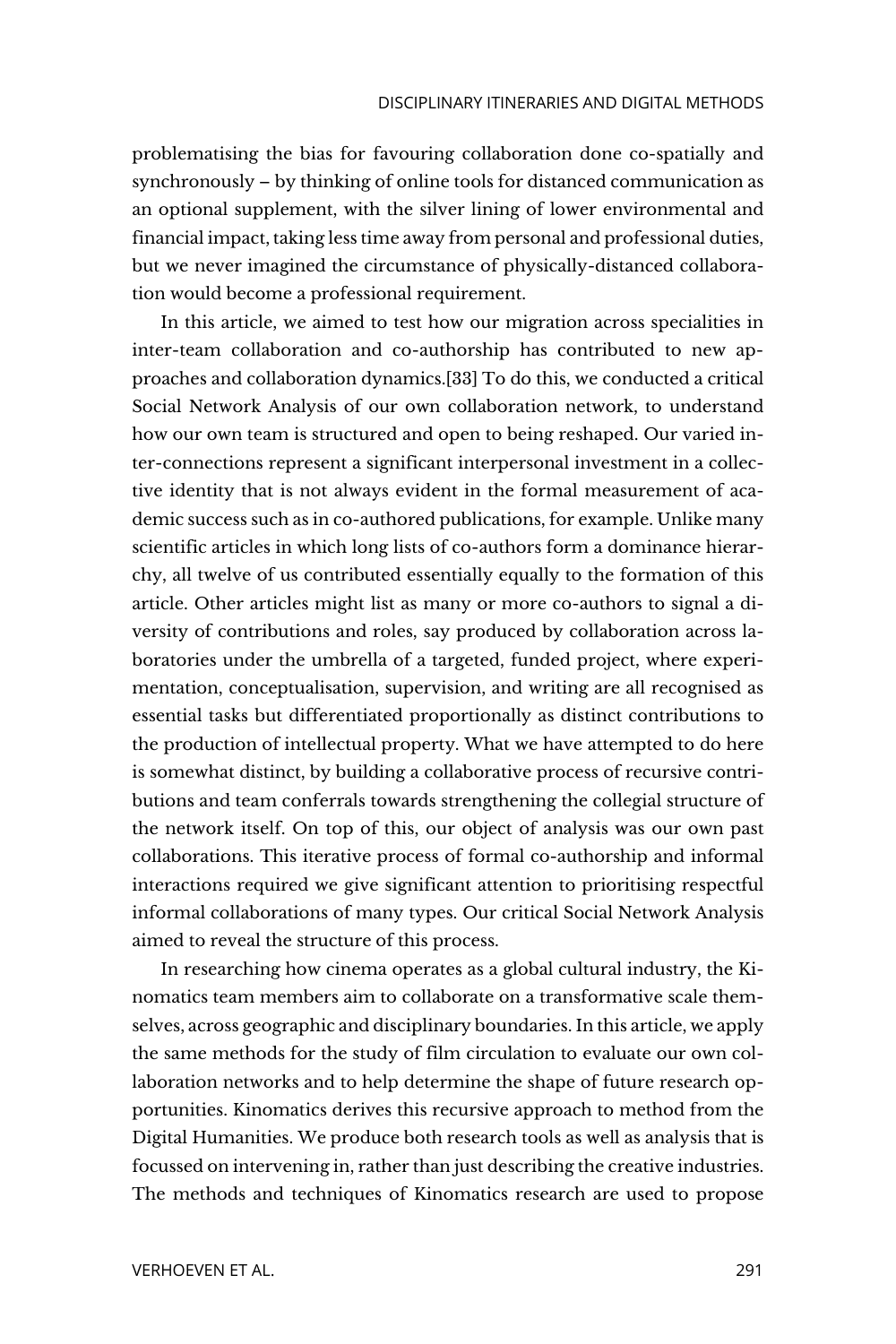problematising the bias for favouring collaboration done co-spatially and synchronously – by thinking of online tools for distanced communication as an optional supplement, with the silver lining of lower environmental and financial impact, taking less time away from personal and professional duties, but we never imagined the circumstance of physically-distanced collaboration would become a professional requirement.

In this article, we aimed to test how our migration across specialities in inter-team collaboration and co-authorship has contributed to new approaches and collaboration dynamics.[33] To do this, we conducted a critical Social Network Analysis of our own collaboration network, to understand how our own team is structured and open to being reshaped. Our varied inter-connections represent a significant interpersonal investment in a collective identity that is not always evident in the formal measurement of academic success such as in co-authored publications, for example. Unlike many scientific articles in which long lists of co-authors form a dominance hierarchy, all twelve of us contributed essentially equally to the formation of this article. Other articles might list as many or more co-authors to signal a diversity of contributions and roles, say produced by collaboration across laboratories under the umbrella of a targeted, funded project, where experimentation, conceptualisation, supervision, and writing are all recognised as essential tasks but differentiated proportionally as distinct contributions to the production of intellectual property. What we have attempted to do here is somewhat distinct, by building a collaborative process of recursive contributions and team conferrals towards strengthening the collegial structure of the network itself. On top of this, our object of analysis was our own past collaborations. This iterative process of formal co-authorship and informal interactions required we give significant attention to prioritising respectful informal collaborations of many types. Our critical Social Network Analysis aimed to reveal the structure of this process.

In researching how cinema operates as a global cultural industry, the Kinomatics team members aim to collaborate on a transformative scale themselves, across geographic and disciplinary boundaries. In this article, we apply the same methods for the study of film circulation to evaluate our own collaboration networks and to help determine the shape of future research opportunities. Kinomatics derives this recursive approach to method from the Digital Humanities. We produce both research tools as well as analysis that is focussed on intervening in, rather than just describing the creative industries. The methods and techniques of Kinomatics research are used to propose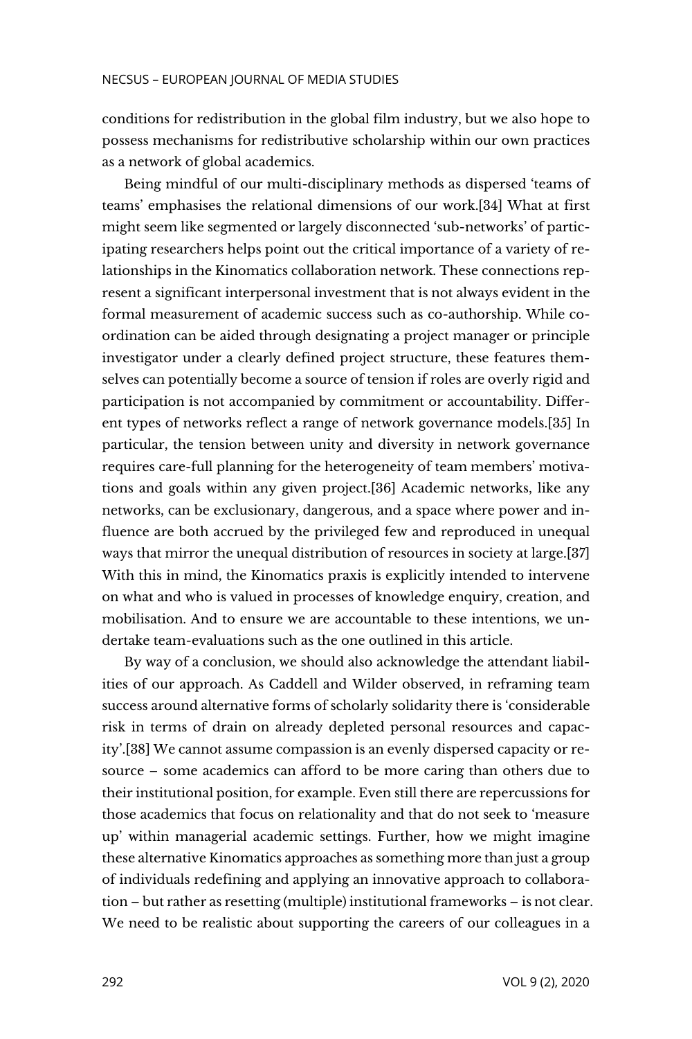conditions for redistribution in the global film industry, but we also hope to possess mechanisms for redistributive scholarship within our own practices as a network of global academics.

Being mindful of our multi-disciplinary methods as dispersed 'teams of teams' emphasises the relational dimensions of our work.[34] What at first might seem like segmented or largely disconnected 'sub-networks' of participating researchers helps point out the critical importance of a variety of relationships in the Kinomatics collaboration network. These connections represent a significant interpersonal investment that is not always evident in the formal measurement of academic success such as co-authorship. While coordination can be aided through designating a project manager or principle investigator under a clearly defined project structure, these features themselves can potentially become a source of tension if roles are overly rigid and participation is not accompanied by commitment or accountability. Different types of networks reflect a range of network governance models.[35] In particular, the tension between unity and diversity in network governance requires care-full planning for the heterogeneity of team members' motivations and goals within any given project.[36] Academic networks, like any networks, can be exclusionary, dangerous, and a space where power and influence are both accrued by the privileged few and reproduced in unequal ways that mirror the unequal distribution of resources in society at large.[37] With this in mind, the Kinomatics praxis is explicitly intended to intervene on what and who is valued in processes of knowledge enquiry, creation, and mobilisation. And to ensure we are accountable to these intentions, we undertake team-evaluations such as the one outlined in this article.

By way of a conclusion, we should also acknowledge the attendant liabilities of our approach. As Caddell and Wilder observed, in reframing team success around alternative forms of scholarly solidarity there is 'considerable risk in terms of drain on already depleted personal resources and capacity'.[38] We cannot assume compassion is an evenly dispersed capacity or resource – some academics can afford to be more caring than others due to their institutional position, for example. Even still there are repercussions for those academics that focus on relationality and that do not seek to 'measure up' within managerial academic settings. Further, how we might imagine these alternative Kinomatics approaches as something more than just a group of individuals redefining and applying an innovative approach to collaboration – but rather as resetting (multiple) institutional frameworks – is not clear. We need to be realistic about supporting the careers of our colleagues in a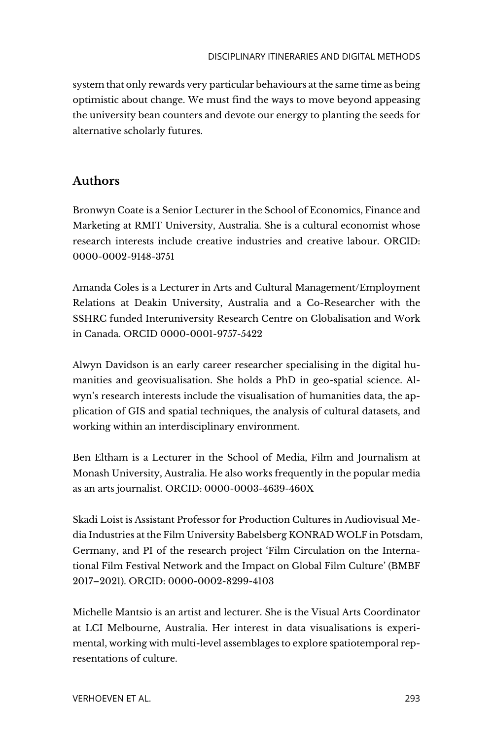system that only rewards very particular behaviours at the same time as being optimistic about change. We must find the ways to move beyond appeasing the university bean counters and devote our energy to planting the seeds for alternative scholarly futures.

## Authors

Bronwyn Coate is a Senior Lecturer in the School of Economics, Finance and Marketing at RMIT University, Australia. She is a cultural economist whose research interests include creative industries and creative labour. ORCID: 0000-0002-9148-3751

Amanda Coles is a Lecturer in Arts and Cultural Management/Employment Relations at Deakin University, Australia and a Co-Researcher with the SSHRC funded Interuniversity Research Centre on Globalisation and Work in Canada. ORCID 0000-0001-9757-5422

Alwyn Davidson is an early career researcher specialising in the digital humanities and geovisualisation. She holds a PhD in geo-spatial science. Alwyn's research interests include the visualisation of humanities data, the application of GIS and spatial techniques, the analysis of cultural datasets, and working within an interdisciplinary environment.

Ben Eltham is a Lecturer in the School of Media, Film and Journalism at Monash University, Australia. He also works frequently in the popular media as an arts journalist. ORCID: 0000-0003-4639-460X

Skadi Loist is Assistant Professor for Production Cultures in Audiovisual Media Industries at the Film University Babelsberg KONRAD WOLF in Potsdam, Germany, and PI of the research project 'Film Circulation on the International Film Festival Network and the Impact on Global Film Culture' (BMBF 2017–2021). ORCID: 0000-0002-8299-4103

Michelle Mantsio is an artist and lecturer. She is the Visual Arts Coordinator at LCI Melbourne, Australia. Her interest in data visualisations is experimental, working with multi-level assemblages to explore spatiotemporal representations of culture.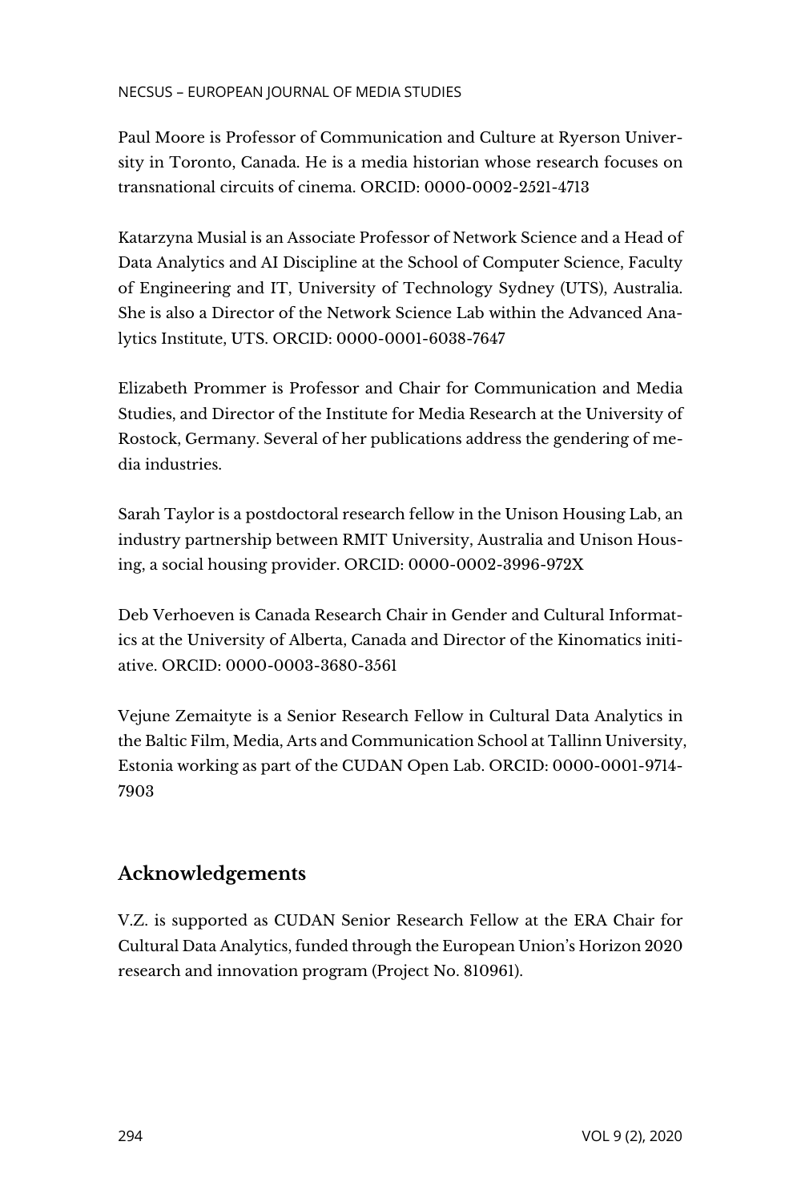Paul Moore is Professor of Communication and Culture at Ryerson University in Toronto, Canada. He is a media historian whose research focuses on transnational circuits of cinema. ORCID: 0000-0002-2521-4713

Katarzyna Musial is an Associate Professor of Network Science and a Head of Data Analytics and AI Discipline at the School of Computer Science, Faculty of Engineering and IT, University of Technology Sydney (UTS), Australia. She is also a Director of the Network Science Lab within the Advanced Analytics Institute, UTS. ORCID: 0000-0001-6038-7647

Elizabeth Prommer is Professor and Chair for Communication and Media Studies, and Director of the Institute for Media Research at the University of Rostock, Germany. Several of her publications address the gendering of media industries.

Sarah Taylor is a postdoctoral research fellow in the Unison Housing Lab, an industry partnership between RMIT University, Australia and Unison Housing, a social housing provider. ORCID: 0000-0002-3996-972X

Deb Verhoeven is Canada Research Chair in Gender and Cultural Informatics at the University of Alberta, Canada and Director of the Kinomatics initiative. ORCID: 0000-0003-3680-3561

Vejune Zemaityte is a Senior Research Fellow in Cultural Data Analytics in the Baltic Film, Media, Arts and Communication School at Tallinn University, Estonia working as part of the CUDAN Open Lab. ORCID: 0000-0001-9714-7903

## Acknowledgements

V.Z. is supported as CUDAN Senior Research Fellow at the ERA Chair for Cultural Data Analytics, funded through the European Union's Horizon 2020 research and innovation program (Project No. 810961).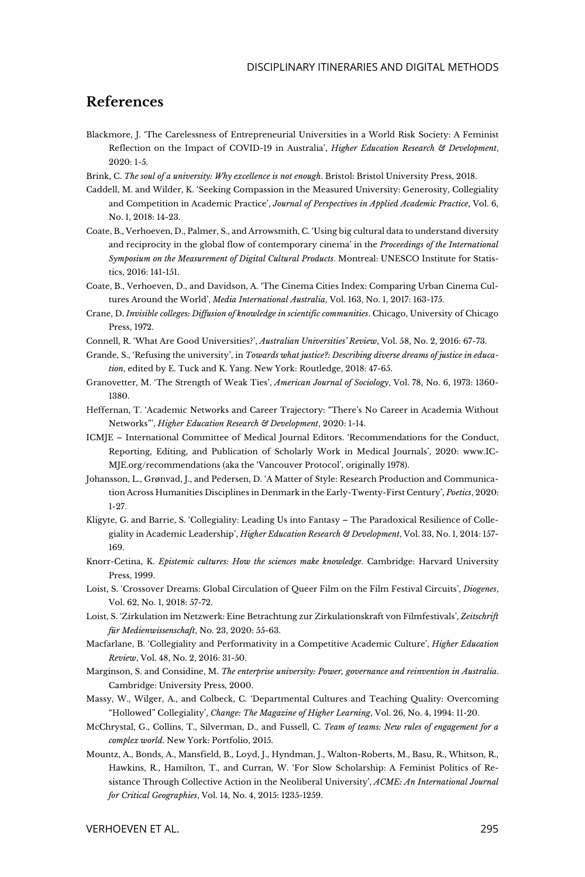## References

Blackmore, J. 'The Carelessness of Entrepreneurial Universities in a World Risk Society: A Feminist Reflection on the Impact of COVID-19 in Australia', *Higher Education Research & Development*, 2020: 1-5.

Brink, C. *The soul of a university: Why excellence is not enough*. Bristol: Bristol University Press, 2018.

Caddell, M. and Wilder, K. 'Seeking Compassion in the Measured University: Generosity, Collegiality and Competition in Academic Practice', *Journal of Perspectives in Applied Academic Practice*, Vol. 6, No. 1, 2018: 14-23.

Coate, B., Verhoeven, D., Palmer, S., and Arrowsmith, C. 'Using big cultural data to understand diversity and reciprocity in the global flow of contemporary cinema' in the *Proceedings of the International Symposium on the Measurement of Digital Cultural Products*. Montreal: UNESCO Institute for Statistics, 2016: 141-151.

Coate, B., Verhoeven, D., and Davidson, A. 'The Cinema Cities Index: Comparing Urban Cinema Cultures Around the World', *Media International Australia*, Vol. 163, No. 1, 2017: 163-175.

Crane, D. *Invisible colleges: Diffusion of knowledge in scientific communities*. Chicago, University of Chicago Press, 1972.

Connell, R. 'What Are Good Universities?', *Australian Universities' Review*, Vol. 58, No. 2, 2016: 67-73.

Grande, S., 'Refusing the university', in *Towards what justice?: Describing diverse dreams of justice in education*, edited by E. Tuck and K. Yang. New York: Routledge, 2018: 47-65.

Granovetter, M. 'The Strength of Weak Ties', *American Journal of Sociology*, Vol. 78, No. 6, 1973: 1360-1380.

Heffernan, T. 'Academic Networks and Career Trajectory: "There's No Career in Academia Without Networks"', *Higher Education Research & Development*, 2020: 1-14.

ICMJE – International Committee of Medical Journal Editors. 'Recommendations for the Conduct, Reporting, Editing, and Publication of Scholarly Work in Medical Journals', 2020: www.ICMJE.org/recommendations (aka the 'Vancouver Protocol', originally 1978).

Johansson, L., Grønvad, J., and Pedersen, D. 'A Matter of Style: Research Production and Communication Across Humanities Disciplines in Denmark in the Early-Twenty-First Century', *Poetics*, 2020: 1-27.

Kligyte, G. and Barrie, S. 'Collegiality: Leading Us into Fantasy – The Paradoxical Resilience of Collegiality in Academic Leadership', *Higher Education Research & Development*, Vol. 33, No. 1, 2014: 157-169.

Knorr-Cetina, K. *Epistemic cultures: How the sciences make knowledge*. Cambridge: Harvard University Press, 1999.

Loist, S. 'Crossover Dreams: Global Circulation of Queer Film on the Film Festival Circuits', *Diogenes*, Vol. 62, No. 1, 2018: 57-72.

Loist, S. 'Zirkulation im Netzwerk: Eine Betrachtung zur Zirkulationskraft von Filmfestivals', *Zeitschrift für Medienwissenschaft*, No. 23, 2020: 55-63.

Macfarlane, B. 'Collegiality and Performativity in a Competitive Academic Culture', *Higher Education Review*, Vol. 48, No. 2, 2016: 31-50.

Marginson, S. and Considine, M. *The enterprise university: Power, governance and reinvention in Australia*. Cambridge: University Press, 2000.

Massy, W., Wilger, A., and Colbeck, C. 'Departmental Cultures and Teaching Quality: Overcoming "Hollowed" Collegiality', *Change: The Magazine of Higher Learning*, Vol. 26, No. 4, 1994: 11-20.

McChrystal, G., Collins, T., Silverman, D., and Fussell, C. *Team of teams: New rules of engagement for a complex world*. New York: Portfolio, 2015.

Mountz, A., Bonds, A., Mansfield, B., Loyd, J., Hyndman, J., Walton-Roberts, M., Basu, R., Whitson, R., Hawkins, R., Hamilton, T., and Curran, W. 'For Slow Scholarship: A Feminist Politics of Resistance Through Collective Action in the Neoliberal University', *ACME: An International Journal for Critical Geographies*, Vol. 14, No. 4, 2015: 1235-1259.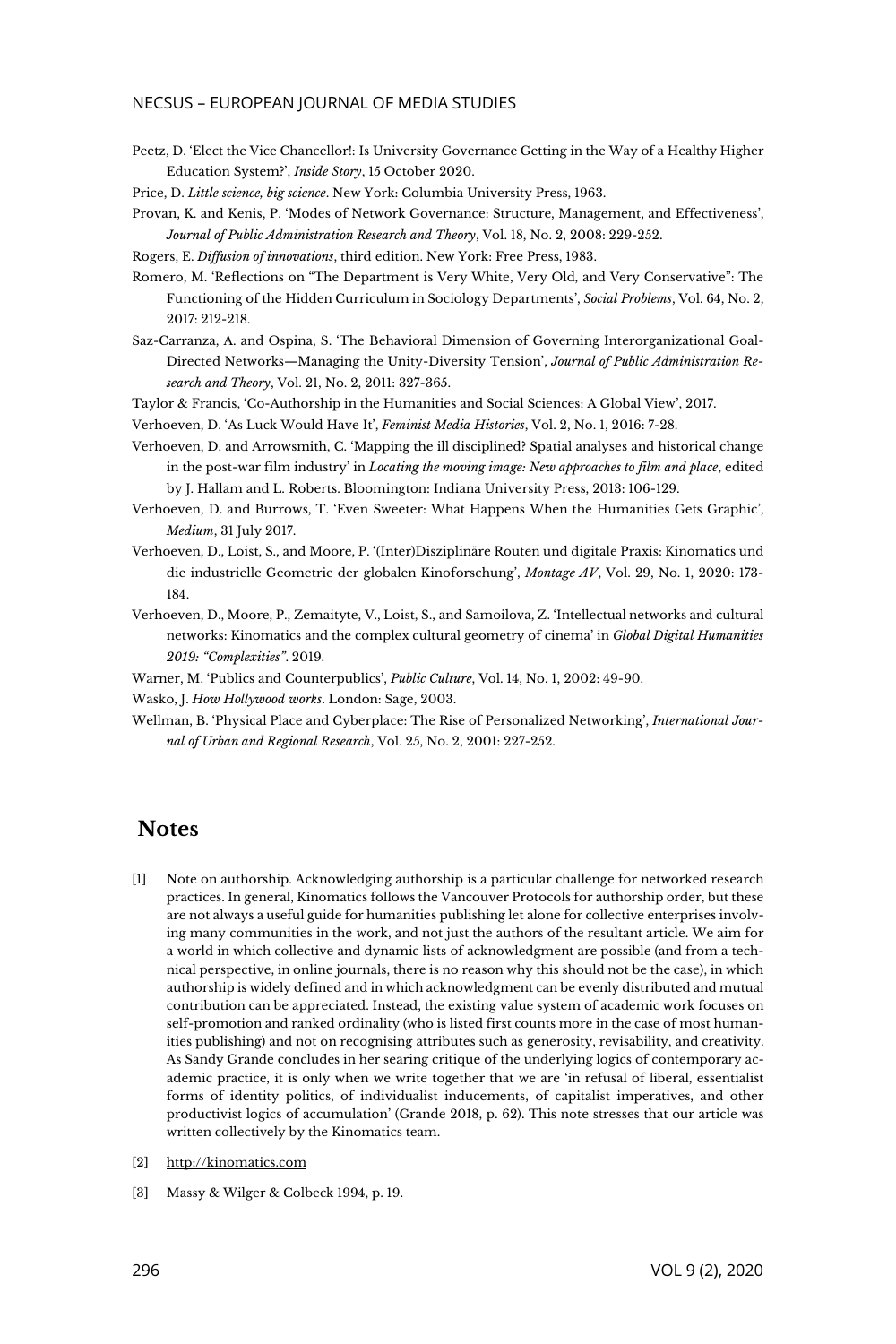Peetz, D. 'Elect the Vice Chancellor!: Is University Governance Getting in the Way of a Healthy Higher Education System?', *Inside Story*, 15 October 2020.

Price, D. *Little science, big science*. New York: Columbia University Press, 1963.

Provan, K. and Kenis, P. 'Modes of Network Governance: Structure, Management, and Effectiveness', *Journal of Public Administration Research and Theory*, Vol. 18, No. 2, 2008: 229-252.

Rogers, E. *Diffusion of innovations*, third edition. New York: Free Press, 1983.

Romero, M. 'Reflections on "The Department is Very White, Very Old, and Very Conservative": The Functioning of the Hidden Curriculum in Sociology Departments', *Social Problems*, Vol. 64, No. 2, 2017: 212-218.

Saz-Carranza, A. and Ospina, S. 'The Behavioral Dimension of Governing Interorganizational Goal-Directed Networks—Managing the Unity-Diversity Tension', *Journal of Public Administration Research and Theory*, Vol. 21, No. 2, 2011: 327-365.

Taylor & Francis, 'Co-Authorship in the Humanities and Social Sciences: A Global View', 2017.

Verhoeven, D. 'As Luck Would Have It', *Feminist Media Histories*, Vol. 2, No. 1, 2016: 7-28.

Verhoeven, D. and Arrowsmith, C. 'Mapping the ill disciplined? Spatial analyses and historical change in the post-war film industry' in *Locating the moving image: New approaches to film and place*, edited by J. Hallam and L. Roberts. Bloomington: Indiana University Press, 2013: 106-129.

Verhoeven, D. and Burrows, T. 'Even Sweeter: What Happens When the Humanities Gets Graphic', *Medium*, 31 July 2017.

Verhoeven, D., Loist, S., and Moore, P. '(Inter)Disziplinäre Routen und digitale Praxis: Kinomatics und die industrielle Geometrie der globalen Kinoforschung', *Montage AV*, Vol. 29, No. 1, 2020: 173-184.

Verhoeven, D., Moore, P., Zemaityte, V., Loist, S., and Samoilova, Z. 'Intellectual networks and cultural networks: Kinomatics and the complex cultural geometry of cinema' in *Global Digital Humanities 2019: "Complexities"*. 2019.

Warner, M. 'Publics and Counterpublics', *Public Culture*, Vol. 14, No. 1, 2002: 49-90.

Wasko, J. *How Hollywood works*. London: Sage, 2003.

Wellman, B. 'Physical Place and Cyberplace: The Rise of Personalized Networking', *International Journal of Urban and Regional Research*, Vol. 25, No. 2, 2001: 227-252.

## Notes

[1] Note on authorship. Acknowledging authorship is a particular challenge for networked research practices. In general, Kinomatics follows the Vancouver Protocols for authorship order, but these are not always a useful guide for humanities publishing let alone for collective enterprises involving many communities in the work, and not just the authors of the resultant article. We aim for a world in which collective and dynamic lists of acknowledgment are possible (and from a technical perspective, in online journals, there is no reason why this should not be the case), in which authorship is widely defined and in which acknowledgment can be evenly distributed and mutual contribution can be appreciated. Instead, the existing value system of academic work focuses on self-promotion and ranked ordinality (who is listed first counts more in the case of most humanities publishing) and not on recognising attributes such as generosity, revisability, and creativity. As Sandy Grande concludes in her searing critique of the underlying logics of contemporary academic practice, it is only when we write together that we are 'in refusal of liberal, essentialist forms of identity politics, of individualist inducements, of capitalist imperatives, and other productivist logics of accumulation' (Grande 2018, p. 62). This note stresses that our article was written collectively by the Kinomatics team.

[2] http://kinomatics.com

[3] Massy & Wilger & Colbeck 1994, p. 19.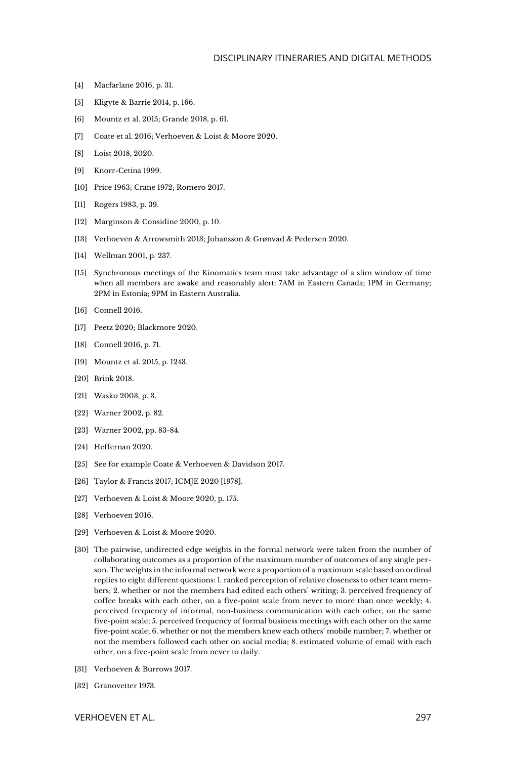[4] Macfarlane 2016, p. 31.

[5] Kligyte & Barrie 2014, p. 166.

[6] Mountz et al. 2015; Grande 2018, p. 61.

[7] Coate et al. 2016; Verhoeven & Loist & Moore 2020.

[8] Loist 2018, 2020.

[9] Knorr-Cetina 1999.

[10] Price 1963; Crane 1972; Romero 2017.

[11] Rogers 1983, p. 39.

[12] Marginson & Considine 2000, p. 10.

[13] Verhoeven & Arrowsmith 2013; Johansson & Grønvad & Pedersen 2020.

[14] Wellman 2001, p. 237.

[15] Synchronous meetings of the Kinomatics team must take advantage of a slim window of time when all members are awake and reasonably alert: 7AM in Eastern Canada; 1PM in Germany; 2PM in Estonia; 9PM in Eastern Australia.

[16] Connell 2016.

[17] Peetz 2020; Blackmore 2020.

[18] Connell 2016, p. 71.

[19] Mountz et al. 2015, p. 1243.

[20] Brink 2018.

[21] Wasko 2003, p. 3.

[22] Warner 2002, p. 82.

[23] Warner 2002, pp. 83-84.

[24] Heffernan 2020.

[25] See for example Coate & Verhoeven & Davidson 2017.

[26] Taylor & Francis 2017; ICMJE 2020 [1978].

[27] Verhoeven & Loist & Moore 2020, p. 175.

[28] Verhoeven 2016.

[29] Verhoeven & Loist & Moore 2020.

[30] The pairwise, undirected edge weights in the formal network were taken from the number of collaborating outcomes as a proportion of the maximum number of outcomes of any single person. The weights in the informal network were a proportion of a maximum scale based on ordinal replies to eight different questions: 1. ranked perception of relative closeness to other team members; 2. whether or not the members had edited each others' writing; 3. perceived frequency of coffee breaks with each other, on a five-point scale from never to more than once weekly; 4. perceived frequency of informal, non-business communication with each other, on the same five-point scale; 5. perceived frequency of formal business meetings with each other on the same five-point scale; 6. whether or not the members knew each others' mobile number; 7. whether or not the members followed each other on social media; 8. estimated volume of email with each other, on a five-point scale from never to daily.

[31] Verhoeven & Burrows 2017.

[32] Granovetter 1973.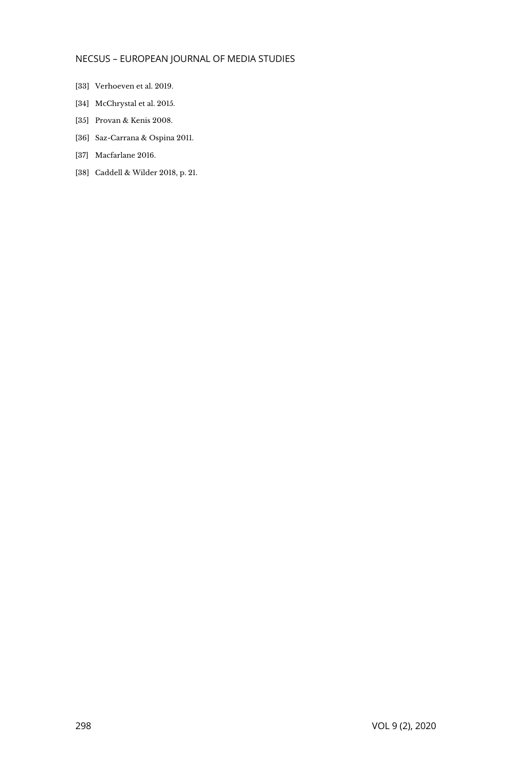[33] Verhoeven et al. 2019.

[34] McChrystal et al. 2015.

[35] Provan & Kenis 2008.

[36] Saz-Carrana & Ospina 2011.

[37] Macfarlane 2016.

[38] Caddell & Wilder 2018, p. 21.